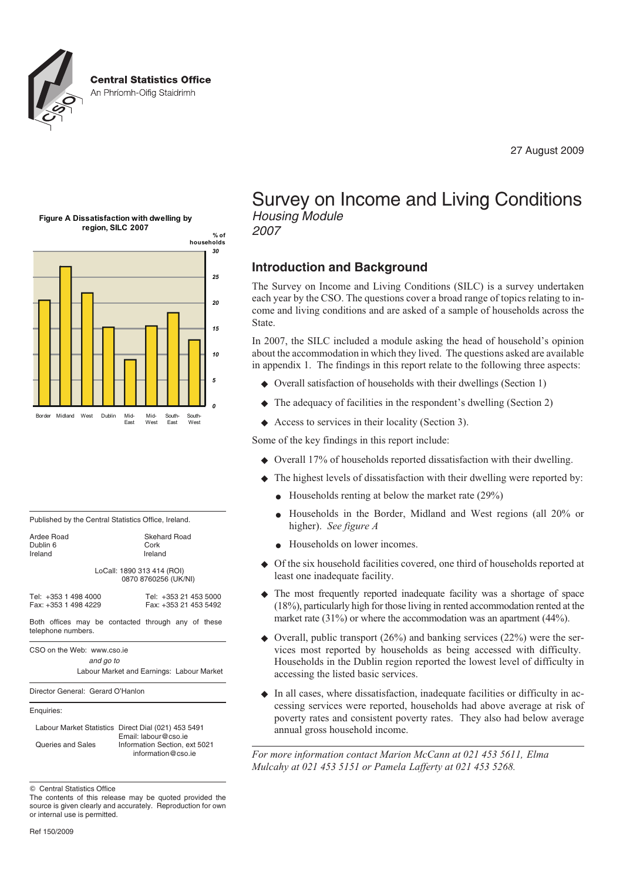**Central Statistics Office**
An Phríomh-Oifig Staidrimh

27 August 2009

# Survey on Income and Living Conditions

*Housing Module*
*2007*

**Figure A Dissatisfaction with dwelling by region, SILC 2007**

% of households

Border, Midland, West, Dublin, Mid-East, Mid-West, South-East, South-West

## Introduction and Background

The Survey on Income and Living Conditions (SILC) is a survey undertaken each year by the CSO. The questions cover a broad range of topics relating to income and living conditions and are asked of a sample of households across the State.

In 2007, the SILC included a module asking the head of household's opinion about the accommodation in which they lived. The questions asked are available in appendix 1. The findings in this report relate to the following three aspects:

- Overall satisfaction of households with their dwellings (Section 1)
- The adequacy of facilities in the respondent's dwelling (Section 2)
- Access to services in their locality (Section 3).

Some of the key findings in this report include:

- Overall 17% of households reported dissatisfaction with their dwelling.
- The highest levels of dissatisfaction with their dwelling were reported by:
  - Households renting at below the market rate (29%)
  - Households in the Border, Midland and West regions (all 20% or higher). *See figure A*
  - Households on lower incomes.
- Of the six household facilities covered, one third of households reported at least one inadequate facility.
- The most frequently reported inadequate facility was a shortage of space (18%), particularly high for those living in rented accommodation rented at the market rate (31%) or where the accommodation was an apartment (44%).
- Overall, public transport (26%) and banking services (22%) were the services most reported by households as being accessed with difficulty. Households in the Dublin region reported the lowest level of difficulty in accessing the listed basic services.
- In all cases, where dissatisfaction, inadequate facilities or difficulty in accessing services were reported, households had above average at risk of poverty rates and consistent poverty rates. They also had below average annual gross household income.

*For more information contact Marion McCann at 021 453 5611, Elma Mulcahy at 021 453 5151 or Pamela Lafferty at 021 453 5268.*

---

Published by the Central Statistics Office, Ireland.

| | |
|---|---|
| Ardee Road<br>Dublin 6<br>Ireland | Skehard Road<br>Cork<br>Ireland |

LoCall: 1890 313 414 (ROI)
0870 8760256 (UK/NI)

| | |
|---|---|
| Tel: +353 1 498 4000<br>Fax: +353 1 498 4229 | Tel: +353 21 453 5000<br>Fax: +353 21 453 5492 |

Both offices may be contacted through any of these telephone numbers.

CSO on the Web: www.cso.ie
*and go to*
Labour Market and Earnings: Labour Market

Director General: Gerard O'Hanlon

Enquiries:

| | |
|---|---|
| Labour Market Statistics | Direct Dial (021) 453 5491<br>Email: labour@cso.ie |
| Queries and Sales | Information Section, ext 5021<br>information@cso.ie |

© Central Statistics Office
The contents of this release may be quoted provided the source is given clearly and accurately. Reproduction for own or internal use is permitted.

Ref 150/2009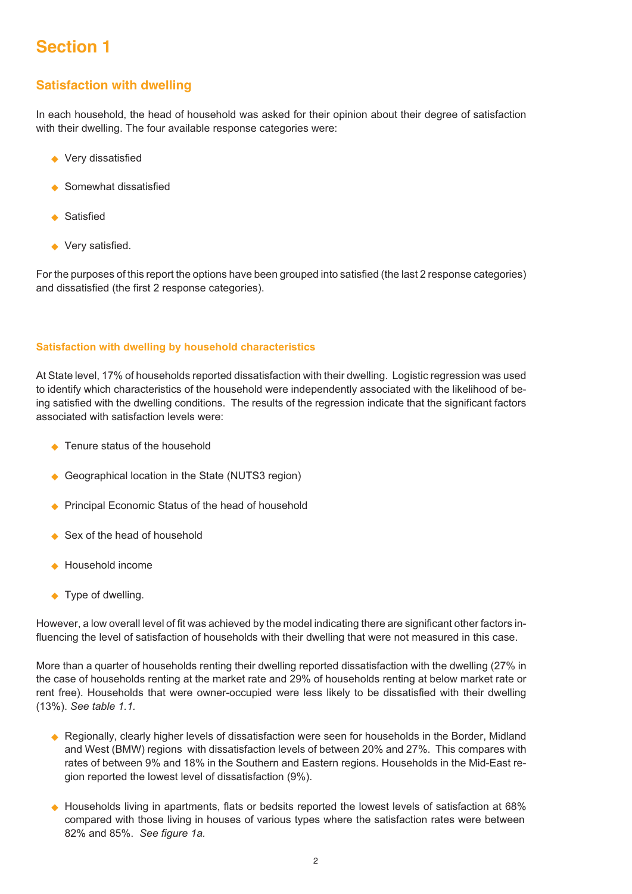# Section 1

## Satisfaction with dwelling

In each household, the head of household was asked for their opinion about their degree of satisfaction with their dwelling. The four available response categories were:

- Very dissatisfied
- Somewhat dissatisfied
- Satisfied
- Very satisfied.

For the purposes of this report the options have been grouped into satisfied (the last 2 response categories) and dissatisfied (the first 2 response categories).

### Satisfaction with dwelling by household characteristics

At State level, 17% of households reported dissatisfaction with their dwelling. Logistic regression was used to identify which characteristics of the household were independently associated with the likelihood of being satisfied with the dwelling conditions. The results of the regression indicate that the significant factors associated with satisfaction levels were:

- Tenure status of the household
- Geographical location in the State (NUTS3 region)
- Principal Economic Status of the head of household
- Sex of the head of household
- Household income
- Type of dwelling.

However, a low overall level of fit was achieved by the model indicating there are significant other factors influencing the level of satisfaction of households with their dwelling that were not measured in this case.

More than a quarter of households renting their dwelling reported dissatisfaction with the dwelling (27% in the case of households renting at the market rate and 29% of households renting at below market rate or rent free). Households that were owner-occupied were less likely to be dissatisfied with their dwelling (13%). *See table 1.1.*

- Regionally, clearly higher levels of dissatisfaction were seen for households in the Border, Midland and West (BMW) regions with dissatisfaction levels of between 20% and 27%. This compares with rates of between 9% and 18% in the Southern and Eastern regions. Households in the Mid-East region reported the lowest level of dissatisfaction (9%).
- Households living in apartments, flats or bedsits reported the lowest levels of satisfaction at 68% compared with those living in houses of various types where the satisfaction rates were between 82% and 85%. *See figure 1a.*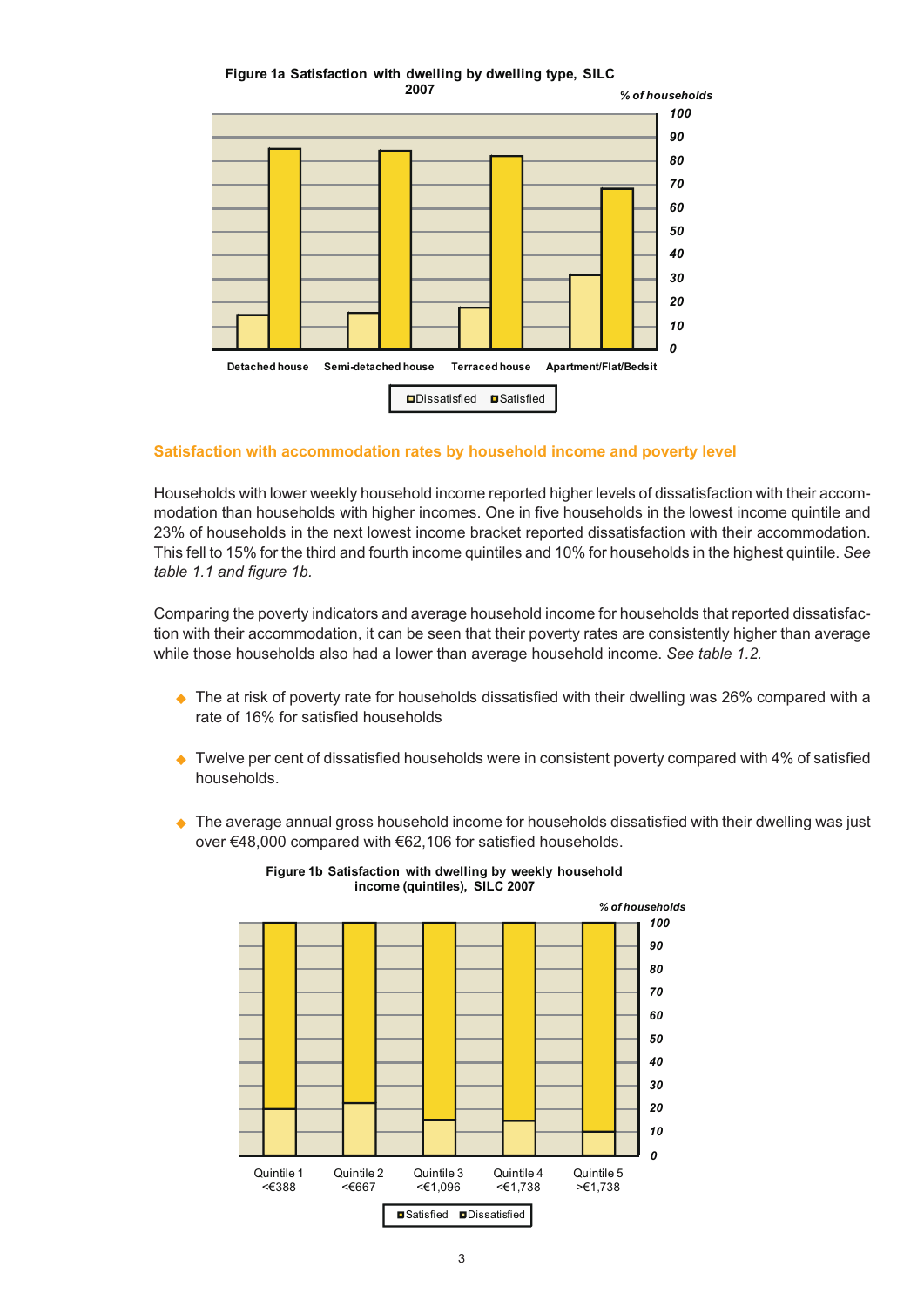**Figure 1a Satisfaction with dwelling by dwelling type, SILC 2007**

## Satisfaction with accommodation rates by household income and poverty level

Households with lower weekly household income reported higher levels of dissatisfaction with their accommodation than households with higher incomes. One in five households in the lowest income quintile and 23% of households in the next lowest income bracket reported dissatisfaction with their accommodation. This fell to 15% for the third and fourth income quintiles and 10% for households in the highest quintile. *See table 1.1 and figure 1b.*

Comparing the poverty indicators and average household income for households that reported dissatisfaction with their accommodation, it can be seen that their poverty rates are consistently higher than average while those households also had a lower than average household income. *See table 1.2.*

- The at risk of poverty rate for households dissatisfied with their dwelling was 26% compared with a rate of 16% for satisfied households
- Twelve per cent of dissatisfied households were in consistent poverty compared with 4% of satisfied households.
- The average annual gross household income for households dissatisfied with their dwelling was just over €48,000 compared with €62,106 for satisfied households.

**Figure 1b Satisfaction with dwelling by weekly household income (quintiles), SILC 2007**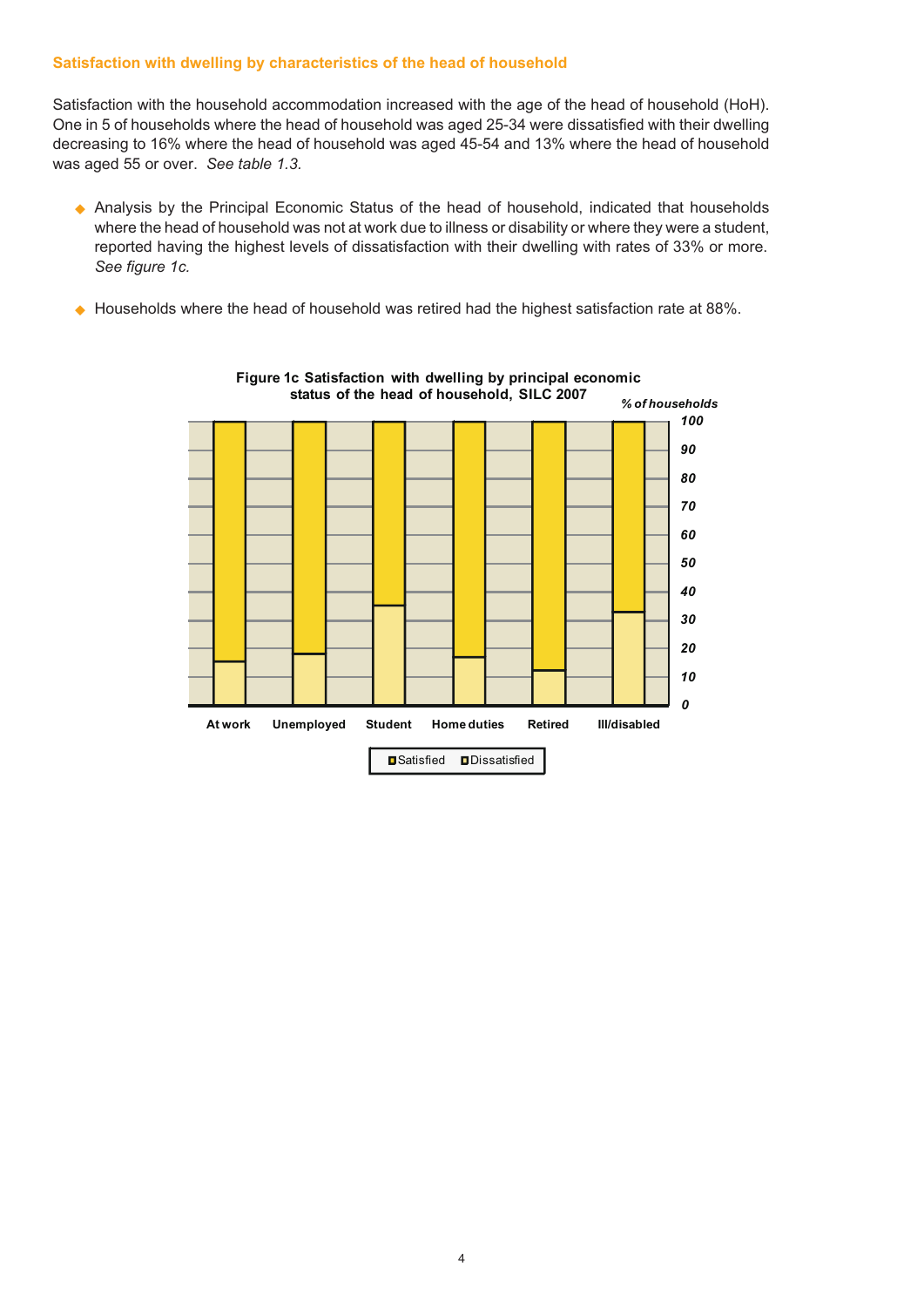### Satisfaction with dwelling by characteristics of the head of household

Satisfaction with the household accommodation increased with the age of the head of household (HoH). One in 5 of households where the head of household was aged 25-34 were dissatisfied with their dwelling decreasing to 16% where the head of household was aged 45-54 and 13% where the head of household was aged 55 or over. *See table 1.3.*

- Analysis by the Principal Economic Status of the head of household, indicated that households where the head of household was not at work due to illness or disability or where they were a student, reported having the highest levels of dissatisfaction with their dwelling with rates of 33% or more. *See figure 1c.*
- Households where the head of household was retired had the highest satisfaction rate at 88%.

**Figure 1c Satisfaction with dwelling by principal economic status of the head of household, SILC 2007**

*% of households*

At work, Unemployed, Student, Home duties, Retired, Ill/disabled

Satisfied / Dissatisfied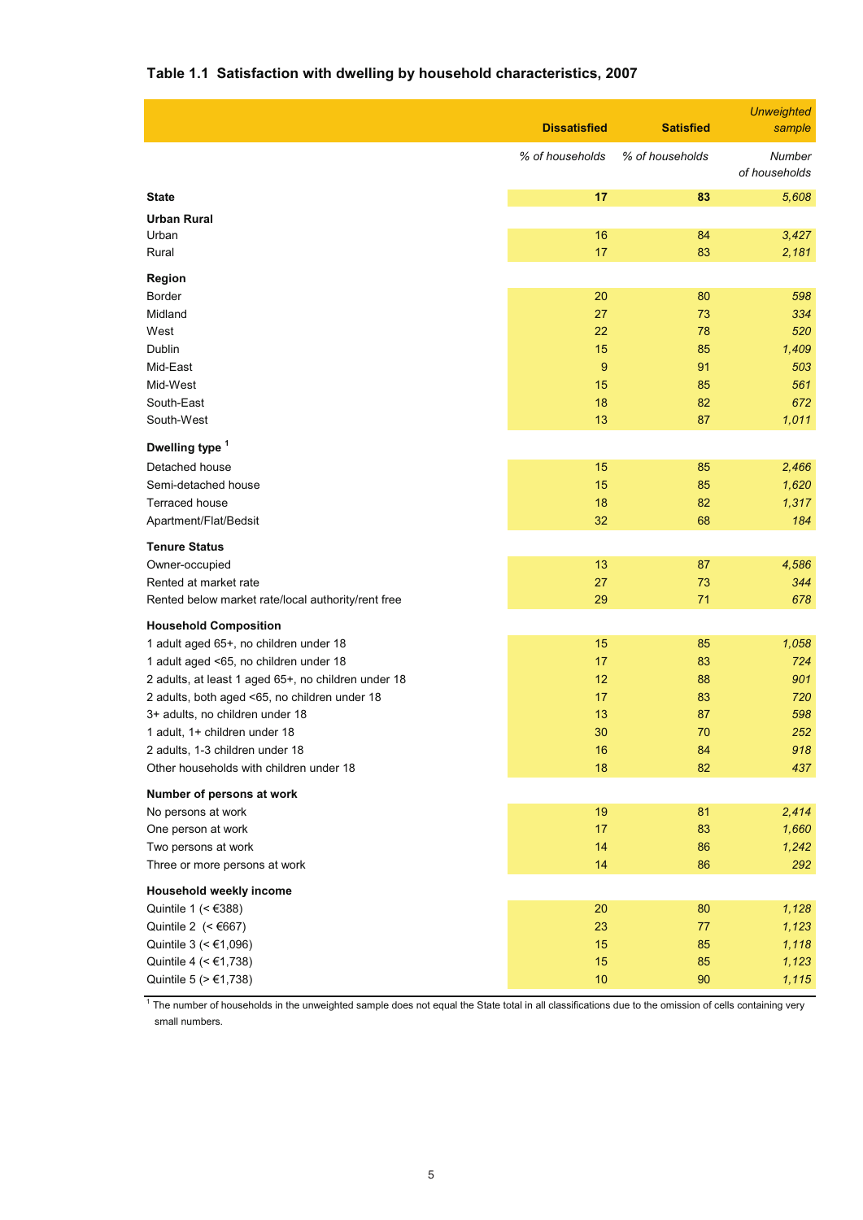### Table 1.1 Satisfaction with dwelling by household characteristics, 2007

| | Dissatisfied | Satisfied | *Unweighted sample* |
|---|---|---|---|
| | *% of households* | *% of households* | *Number of households* |
| **State** | **17** | **83** | *5,608* |
| **Urban Rural** | | | |
| Urban | 16 | 84 | *3,427* |
| Rural | 17 | 83 | *2,181* |
| **Region** | | | |
| Border | 20 | 80 | *598* |
| Midland | 27 | 73 | *334* |
| West | 22 | 78 | *520* |
| Dublin | 15 | 85 | *1,409* |
| Mid-East | 9 | 91 | *503* |
| Mid-West | 15 | 85 | *561* |
| South-East | 18 | 82 | *672* |
| South-West | 13 | 87 | *1,011* |
| **Dwelling type** [1] | | | |
| Detached house | 15 | 85 | *2,466* |
| Semi-detached house | 15 | 85 | *1,620* |
| Terraced house | 18 | 82 | *1,317* |
| Apartment/Flat/Bedsit | 32 | 68 | *184* |
| **Tenure Status** | | | |
| Owner-occupied | 13 | 87 | *4,586* |
| Rented at market rate | 27 | 73 | *344* |
| Rented below market rate/local authority/rent free | 29 | 71 | *678* |
| **Household Composition** | | | |
| 1 adult aged 65+, no children under 18 | 15 | 85 | *1,058* |
| 1 adult aged <65, no children under 18 | 17 | 83 | *724* |
| 2 adults, at least 1 aged 65+, no children under 18 | 12 | 88 | *901* |
| 2 adults, both aged <65, no children under 18 | 17 | 83 | *720* |
| 3+ adults, no children under 18 | 13 | 87 | *598* |
| 1 adult, 1+ children under 18 | 30 | 70 | *252* |
| 2 adults, 1-3 children under 18 | 16 | 84 | *918* |
| Other households with children under 18 | 18 | 82 | *437* |
| **Number of persons at work** | | | |
| No persons at work | 19 | 81 | *2,414* |
| One person at work | 17 | 83 | *1,660* |
| Two persons at work | 14 | 86 | *1,242* |
| Three or more persons at work | 14 | 86 | *292* |
| **Household weekly income** | | | |
| Quintile 1 (< €388) | 20 | 80 | *1,128* |
| Quintile 2 (< €667) | 23 | 77 | *1,123* |
| Quintile 3 (< €1,096) | 15 | 85 | *1,118* |
| Quintile 4 (< €1,738) | 15 | 85 | *1,123* |
| Quintile 5 (> €1,738) | 10 | 90 | *1,115* |

[1] The number of households in the unweighted sample does not equal the State total in all classifications due to the omission of cells containing very small numbers.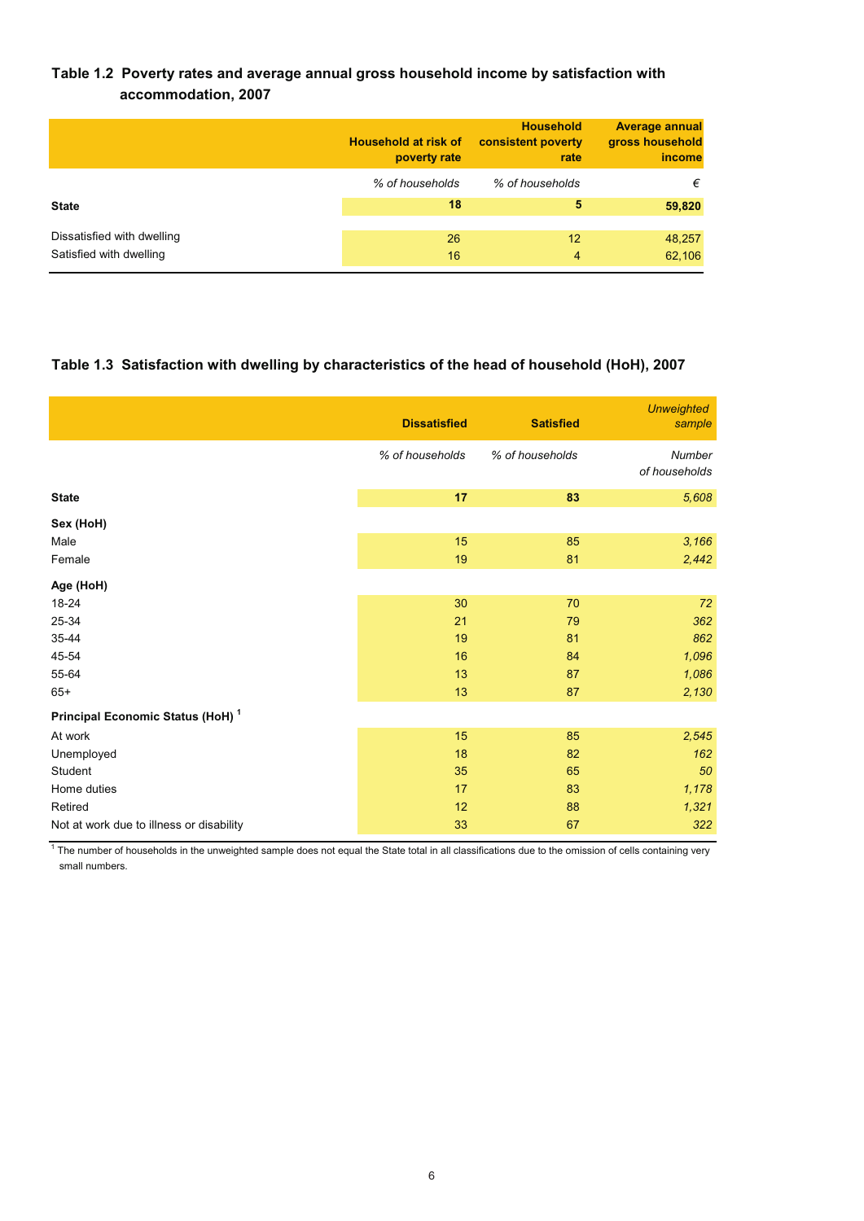### Table 1.2 Poverty rates and average annual gross household income by satisfaction with accommodation, 2007

| | Household at risk of poverty rate | Household consistent poverty rate | Average annual gross household income |
|---|---|---|---|
| | *% of households* | *% of households* | *€* |
| **State** | **18** | **5** | **59,820** |
| Dissatisfied with dwelling | 26 | 12 | 48,257 |
| Satisfied with dwelling | 16 | 4 | 62,106 |

### Table 1.3 Satisfaction with dwelling by characteristics of the head of household (HoH), 2007

| | Dissatisfied | Satisfied | *Unweighted sample* |
|---|---|---|---|
| | *% of households* | *% of households* | *Number of households* |
| **State** | **17** | **83** | *5,608* |
| **Sex (HoH)** | | | |
| Male | 15 | 85 | *3,166* |
| Female | 19 | 81 | *2,442* |
| **Age (HoH)** | | | |
| 18-24 | 30 | 70 | *72* |
| 25-34 | 21 | 79 | *362* |
| 35-44 | 19 | 81 | *862* |
| 45-54 | 16 | 84 | *1,096* |
| 55-64 | 13 | 87 | *1,086* |
| 65+ | 13 | 87 | *2,130* |
| **Principal Economic Status (HoH)** [1] | | | |
| At work | 15 | 85 | *2,545* |
| Unemployed | 18 | 82 | *162* |
| Student | 35 | 65 | *50* |
| Home duties | 17 | 83 | *1,178* |
| Retired | 12 | 88 | *1,321* |
| Not at work due to illness or disability | 33 | 67 | *322* |

[1] The number of households in the unweighted sample does not equal the State total in all classifications due to the omission of cells containing very small numbers.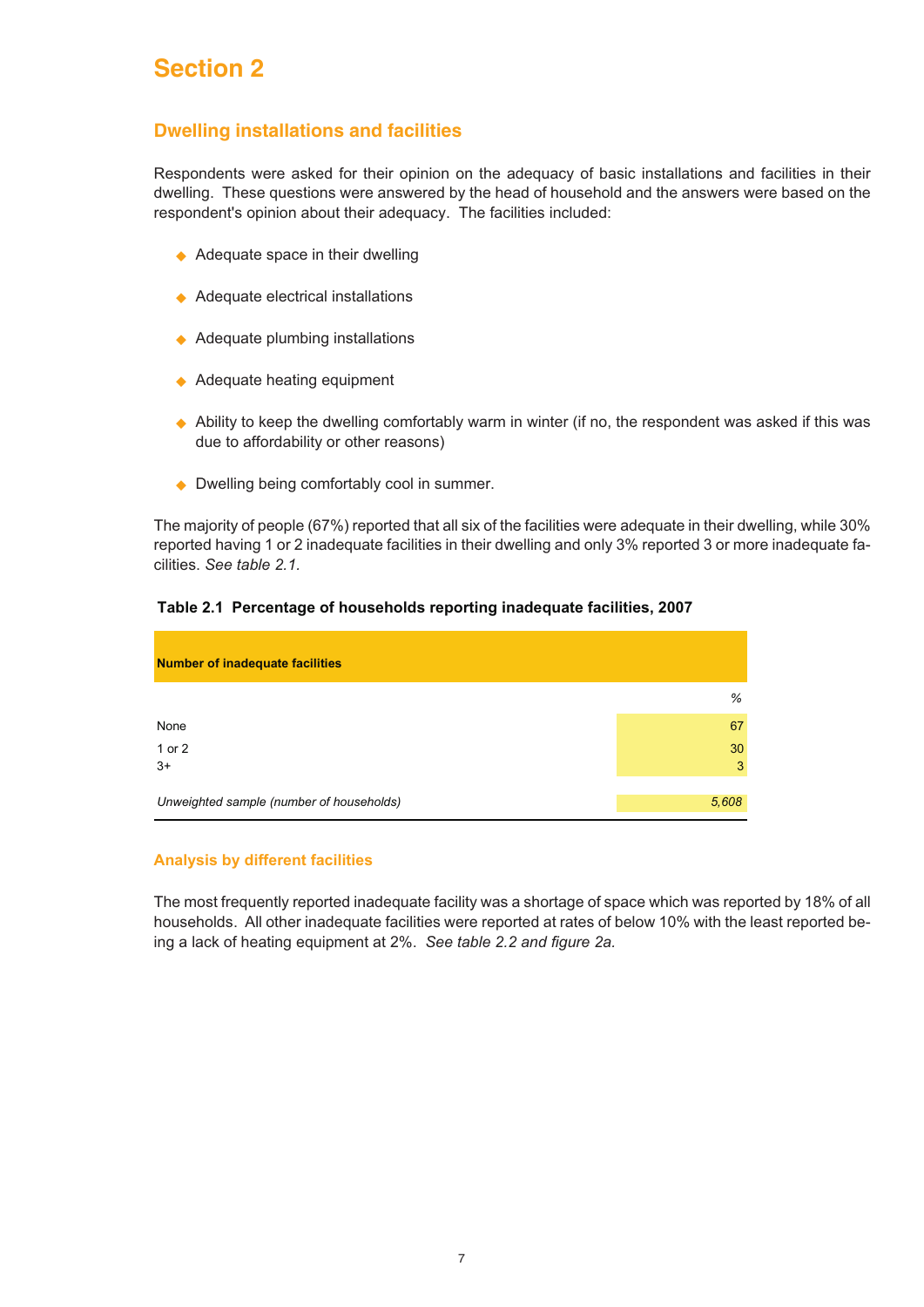# Section 2

## Dwelling installations and facilities

Respondents were asked for their opinion on the adequacy of basic installations and facilities in their dwelling. These questions were answered by the head of household and the answers were based on the respondent's opinion about their adequacy. The facilities included:

- Adequate space in their dwelling
- Adequate electrical installations
- Adequate plumbing installations
- Adequate heating equipment
- Ability to keep the dwelling comfortably warm in winter (if no, the respondent was asked if this was due to affordability or other reasons)
- Dwelling being comfortably cool in summer.

The majority of people (67%) reported that all six of the facilities were adequate in their dwelling, while 30% reported having 1 or 2 inadequate facilities in their dwelling and only 3% reported 3 or more inadequate facilities. *See table 2.1.*

**Table 2.1 Percentage of households reporting inadequate facilities, 2007**

| Number of inadequate facilities | |
|---|---|
| | % |
| None | 67 |
| 1 or 2 | 30 |
| 3+ | 3 |
| *Unweighted sample (number of households)* | *5,608* |

### Analysis by different facilities

The most frequently reported inadequate facility was a shortage of space which was reported by 18% of all households. All other inadequate facilities were reported at rates of below 10% with the least reported being a lack of heating equipment at 2%. *See table 2.2 and figure 2a.*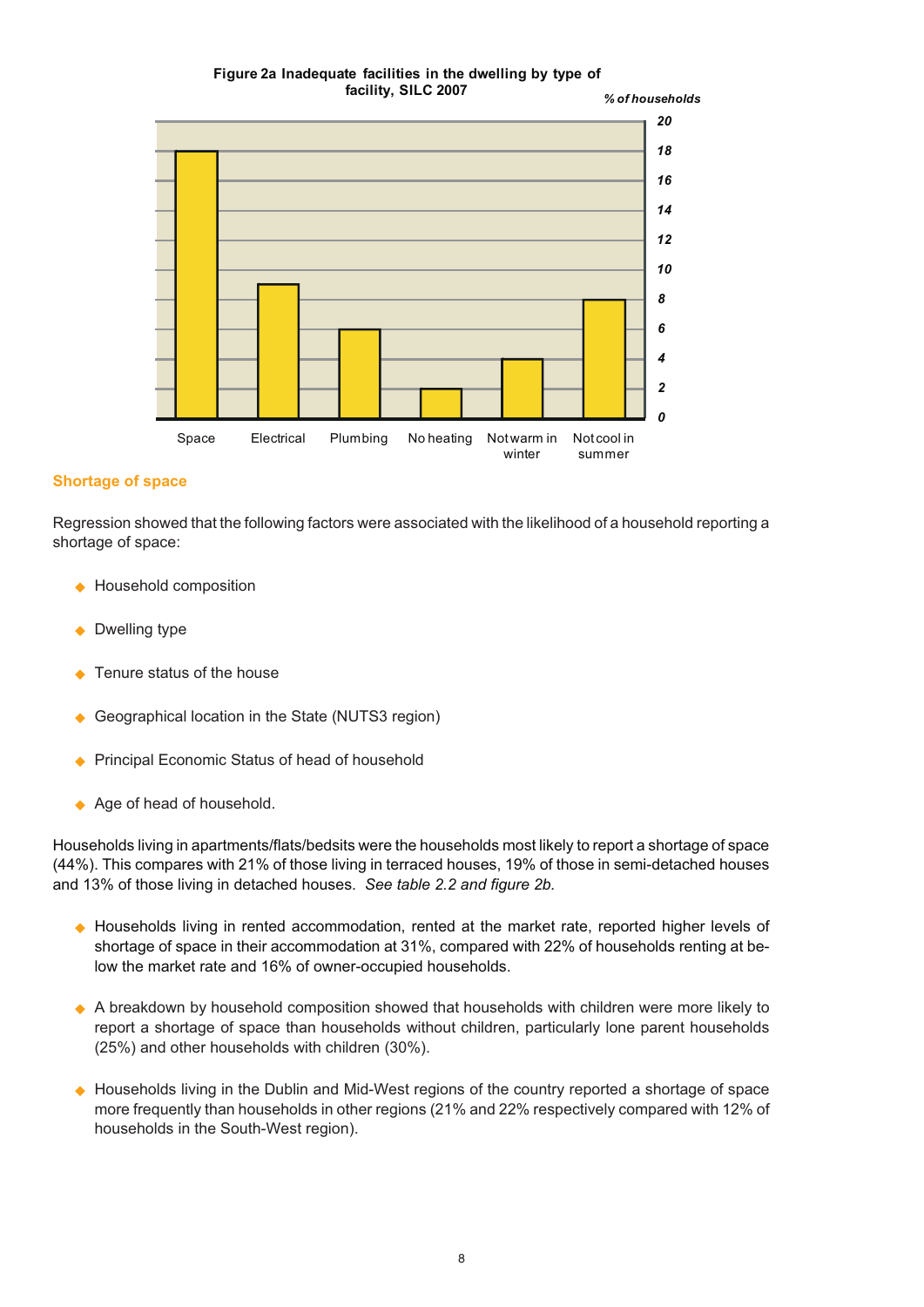**Figure 2a Inadequate facilities in the dwelling by type of facility, SILC 2007**

*% of households*

| Facility | % of households |
|---|---|
| Space | 18 |
| Electrical | 9 |
| Plumbing | 6 |
| No heating | 2 |
| Not warm in winter | 4 |
| Not cool in summer | 8 |

## Shortage of space

Regression showed that the following factors were associated with the likelihood of a household reporting a shortage of space:

- Household composition
- Dwelling type
- Tenure status of the house
- Geographical location in the State (NUTS3 region)
- Principal Economic Status of head of household
- Age of head of household.

Households living in apartments/flats/bedsits were the households most likely to report a shortage of space (44%). This compares with 21% of those living in terraced houses, 19% of those in semi-detached houses and 13% of those living in detached houses. *See table 2.2 and figure 2b.*

- Households living in rented accommodation, rented at the market rate, reported higher levels of shortage of space in their accommodation at 31%, compared with 22% of households renting at below the market rate and 16% of owner-occupied households.
- A breakdown by household composition showed that households with children were more likely to report a shortage of space than households without children, particularly lone parent households (25%) and other households with children (30%).
- Households living in the Dublin and Mid-West regions of the country reported a shortage of space more frequently than households in other regions (21% and 22% respectively compared with 12% of households in the South-West region).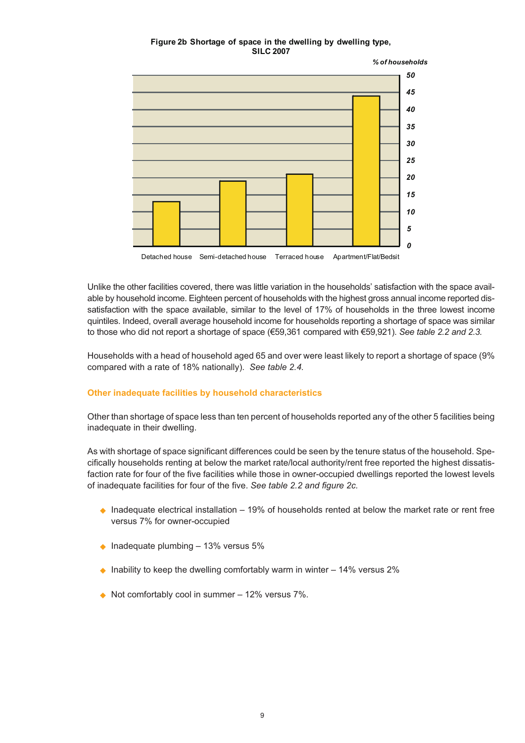**Figure 2b Shortage of space in the dwelling by dwelling type, SILC 2007**

*% of households*

Detached house | Semi-detached house | Terraced house | Apartment/Flat/Bedsit

Unlike the other facilities covered, there was little variation in the households' satisfaction with the space available by household income. Eighteen percent of households with the highest gross annual income reported dissatisfaction with the space available, similar to the level of 17% of households in the three lowest income quintiles. Indeed, overall average household income for households reporting a shortage of space was similar to those who did not report a shortage of space (€59,361 compared with €59,921). *See table 2.2 and 2.3.*

Households with a head of household aged 65 and over were least likely to report a shortage of space (9% compared with a rate of 18% nationally). *See table 2.4.*

## Other inadequate facilities by household characteristics

Other than shortage of space less than ten percent of households reported any of the other 5 facilities being inadequate in their dwelling.

As with shortage of space significant differences could be seen by the tenure status of the household. Specifically households renting at below the market rate/local authority/rent free reported the highest dissatisfaction rate for four of the five facilities while those in owner-occupied dwellings reported the lowest levels of inadequate facilities for four of the five. *See table 2.2 and figure 2c.*

- Inadequate electrical installation – 19% of households rented at below the market rate or rent free versus 7% for owner-occupied
- Inadequate plumbing – 13% versus 5%
- Inability to keep the dwelling comfortably warm in winter – 14% versus 2%
- Not comfortably cool in summer – 12% versus 7%.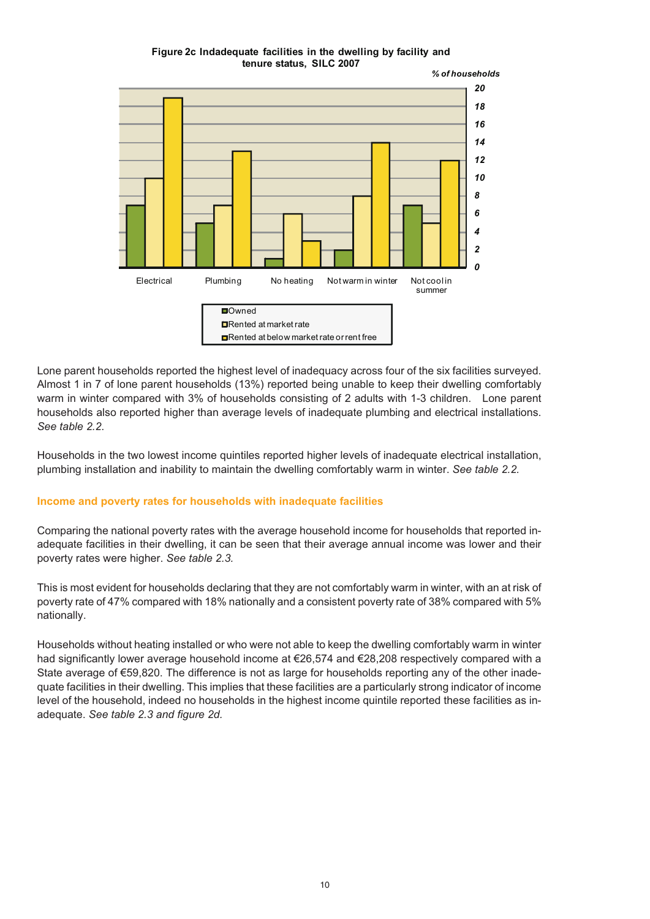**Figure 2c Indadequate facilities in the dwelling by facility and tenure status, SILC 2007**

Lone parent households reported the highest level of inadequacy across four of the six facilities surveyed. Almost 1 in 7 of lone parent households (13%) reported being unable to keep their dwelling comfortably warm in winter compared with 3% of households consisting of 2 adults with 1-3 children. Lone parent households also reported higher than average levels of inadequate plumbing and electrical installations. *See table 2.2.*

Households in the two lowest income quintiles reported higher levels of inadequate electrical installation, plumbing installation and inability to maintain the dwelling comfortably warm in winter. *See table 2.2.*

### Income and poverty rates for households with inadequate facilities

Comparing the national poverty rates with the average household income for households that reported inadequate facilities in their dwelling, it can be seen that their average annual income was lower and their poverty rates were higher. *See table 2.3.*

This is most evident for households declaring that they are not comfortably warm in winter, with an at risk of poverty rate of 47% compared with 18% nationally and a consistent poverty rate of 38% compared with 5% nationally.

Households without heating installed or who were not able to keep the dwelling comfortably warm in winter had significantly lower average household income at €26,574 and €28,208 respectively compared with a State average of €59,820. The difference is not as large for households reporting any of the other inadequate facilities in their dwelling. This implies that these facilities are a particularly strong indicator of income level of the household, indeed no households in the highest income quintile reported these facilities as inadequate. *See table 2.3 and figure 2d.*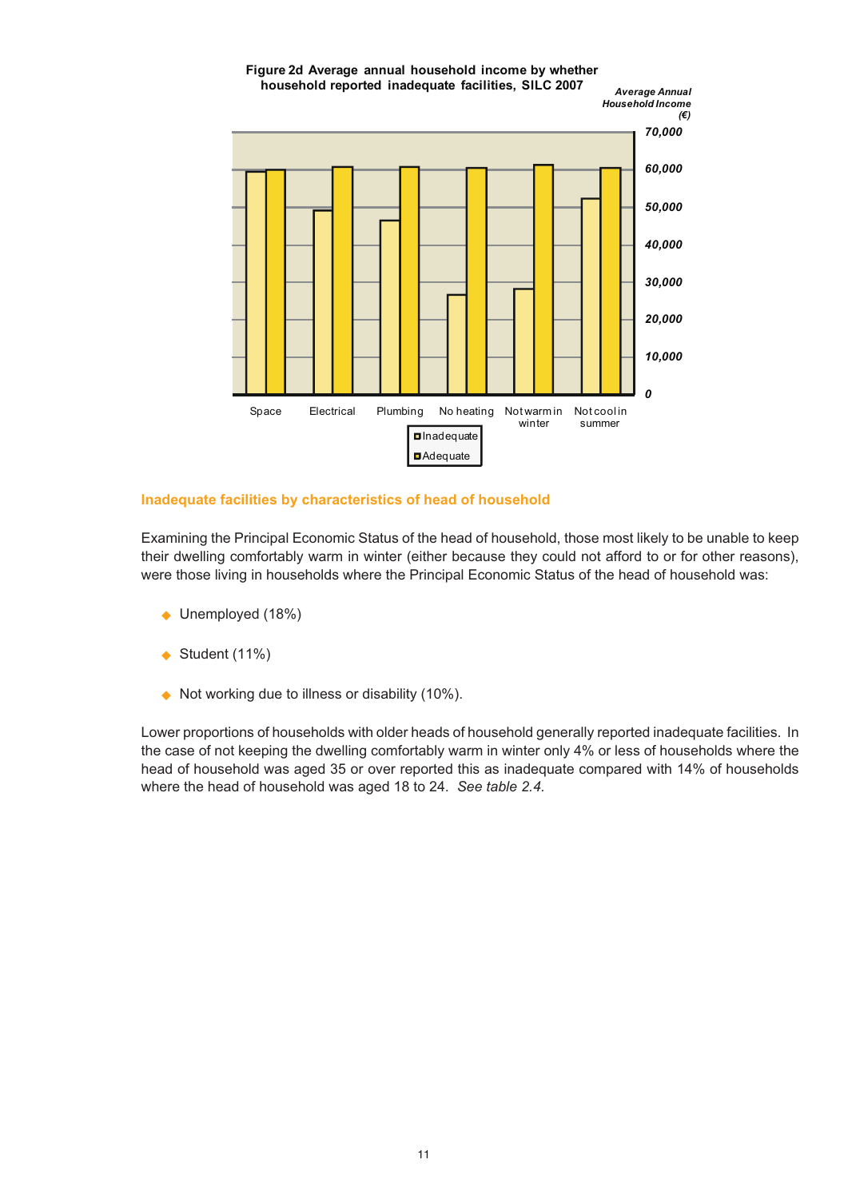**Figure 2d Average annual household income by whether household reported inadequate facilities, SILC 2007**

Inadequate facilities by characteristics of head of household

Examining the Principal Economic Status of the head of household, those most likely to be unable to keep their dwelling comfortably warm in winter (either because they could not afford to or for other reasons), were those living in households where the Principal Economic Status of the head of household was:

- Unemployed (18%)
- Student (11%)
- Not working due to illness or disability (10%).

Lower proportions of households with older heads of household generally reported inadequate facilities. In the case of not keeping the dwelling comfortably warm in winter only 4% or less of households where the head of household was aged 35 or over reported this as inadequate compared with 14% of households where the head of household was aged 18 to 24. *See table 2.4.*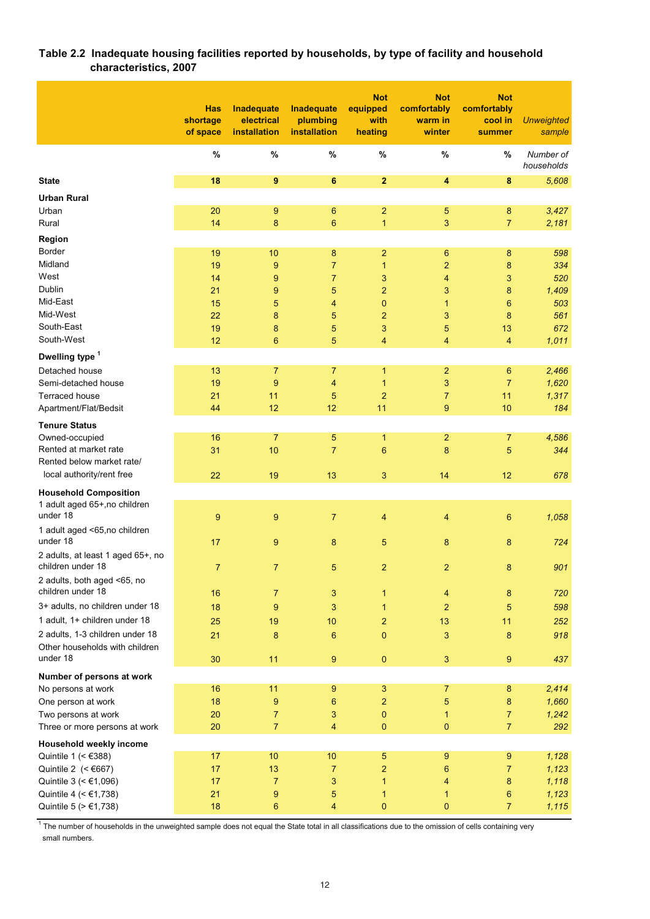**Table 2.2 Inadequate housing facilities reported by households, by type of facility and household characteristics, 2007**

| | Has shortage of space | Inadequate electrical installation | Inadequate plumbing installation | Not equipped with heating | Not comfortably warm in winter | Not comfortably cool in summer | *Unweighted sample* |
|---|---|---|---|---|---|---|---|
| | % | % | % | % | % | % | *Number of households* |
| **State** | **18** | **9** | **6** | **2** | **4** | **8** | *5,608* |
| **Urban Rural** | | | | | | | |
| Urban | 20 | 9 | 6 | 2 | 5 | 8 | *3,427* |
| Rural | 14 | 8 | 6 | 1 | 3 | 7 | *2,181* |
| **Region** | | | | | | | |
| Border | 19 | 10 | 8 | 2 | 6 | 8 | *598* |
| Midland | 19 | 9 | 7 | 1 | 2 | 8 | *334* |
| West | 14 | 9 | 7 | 3 | 4 | 3 | *520* |
| Dublin | 21 | 9 | 5 | 2 | 3 | 8 | *1,409* |
| Mid-East | 15 | 5 | 4 | 0 | 1 | 6 | *503* |
| Mid-West | 22 | 8 | 5 | 2 | 3 | 8 | *561* |
| South-East | 19 | 8 | 5 | 3 | 5 | 13 | *672* |
| South-West | 12 | 6 | 5 | 4 | 4 | 4 | *1,011* |
| **Dwelling type** [1] | | | | | | | |
| Detached house | 13 | 7 | 7 | 1 | 2 | 6 | *2,466* |
| Semi-detached house | 19 | 9 | 4 | 1 | 3 | 7 | *1,620* |
| Terraced house | 21 | 11 | 5 | 2 | 7 | 11 | *1,317* |
| Apartment/Flat/Bedsit | 44 | 12 | 12 | 11 | 9 | 10 | *184* |
| **Tenure Status** | | | | | | | |
| Owned-occupied | 16 | 7 | 5 | 1 | 2 | 7 | *4,586* |
| Rented at market rate | 31 | 10 | 7 | 6 | 8 | 5 | *344* |
| Rented below market rate/ local authority/rent free | 22 | 19 | 13 | 3 | 14 | 12 | *678* |
| **Household Composition** | | | | | | | |
| 1 adult aged 65+,no children under 18 | 9 | 9 | 7 | 4 | 4 | 6 | *1,058* |
| 1 adult aged <65,no children under 18 | 17 | 9 | 8 | 5 | 8 | 8 | *724* |
| 2 adults, at least 1 aged 65+, no children under 18 | 7 | 7 | 5 | 2 | 2 | 8 | *901* |
| 2 adults, both aged <65, no children under 18 | 16 | 7 | 3 | 1 | 4 | 8 | *720* |
| 3+ adults, no children under 18 | 18 | 9 | 3 | 1 | 2 | 5 | *598* |
| 1 adult, 1+ children under 18 | 25 | 19 | 10 | 2 | 13 | 11 | *252* |
| 2 adults, 1-3 children under 18 | 21 | 8 | 6 | 0 | 3 | 8 | *918* |
| Other households with children under 18 | 30 | 11 | 9 | 0 | 3 | 9 | *437* |
| **Number of persons at work** | | | | | | | |
| No persons at work | 16 | 11 | 9 | 3 | 7 | 8 | *2,414* |
| One person at work | 18 | 9 | 6 | 2 | 5 | 8 | *1,660* |
| Two persons at work | 20 | 7 | 3 | 0 | 1 | 7 | *1,242* |
| Three or more persons at work | 20 | 7 | 4 | 0 | 0 | 7 | *292* |
| **Household weekly income** | | | | | | | |
| Quintile 1 (< €388) | 17 | 10 | 10 | 5 | 9 | 9 | *1,128* |
| Quintile 2 (< €667) | 17 | 13 | 7 | 2 | 6 | 7 | *1,123* |
| Quintile 3 (< €1,096) | 17 | 7 | 3 | 1 | 4 | 8 | *1,118* |
| Quintile 4 (< €1,738) | 21 | 9 | 5 | 1 | 1 | 6 | *1,123* |
| Quintile 5 (> €1,738) | 18 | 6 | 4 | 0 | 0 | 7 | *1,115* |

[1] The number of households in the unweighted sample does not equal the State total in all classifications due to the omission of cells containing very small numbers.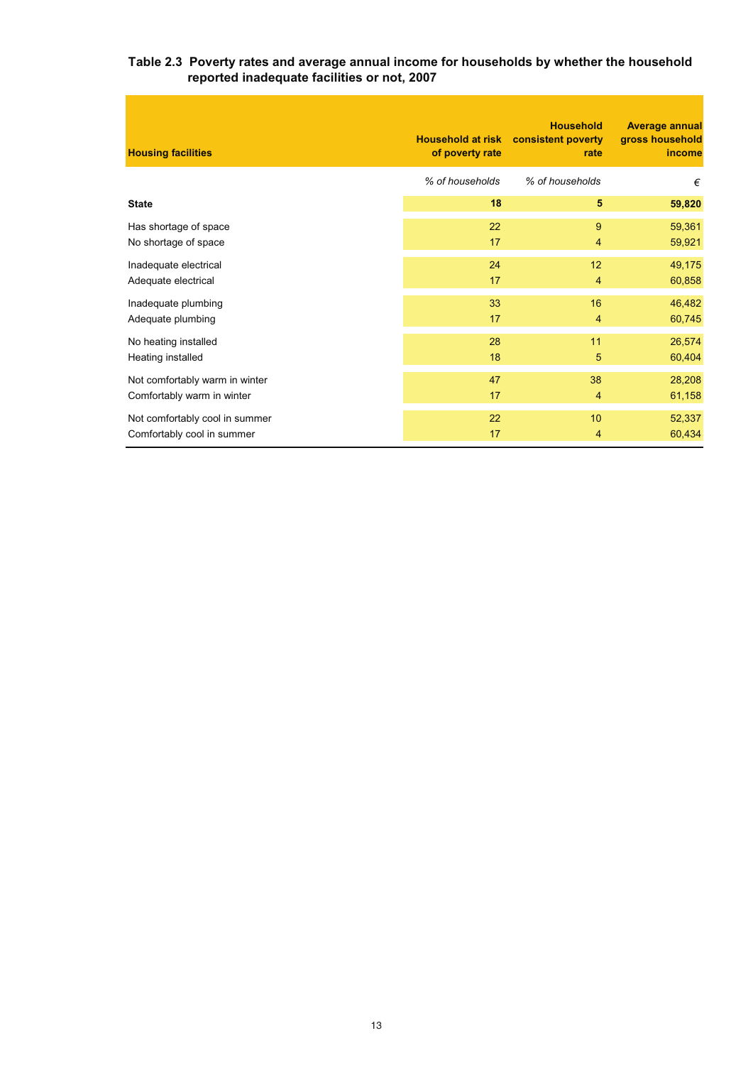**Table 2.3 Poverty rates and average annual income for households by whether the household reported inadequate facilities or not, 2007**

| Housing facilities | Household at risk of poverty rate | Household consistent poverty rate | Average annual gross household income |
|---|---|---|---|
| | *% of households* | *% of households* | *€* |
| **State** | **18** | **5** | **59,820** |
| Has shortage of space | 22 | 9 | 59,361 |
| No shortage of space | 17 | 4 | 59,921 |
| Inadequate electrical | 24 | 12 | 49,175 |
| Adequate electrical | 17 | 4 | 60,858 |
| Inadequate plumbing | 33 | 16 | 46,482 |
| Adequate plumbing | 17 | 4 | 60,745 |
| No heating installed | 28 | 11 | 26,574 |
| Heating installed | 18 | 5 | 60,404 |
| Not comfortably warm in winter | 47 | 38 | 28,208 |
| Comfortably warm in winter | 17 | 4 | 61,158 |
| Not comfortably cool in summer | 22 | 10 | 52,337 |
| Comfortably cool in summer | 17 | 4 | 60,434 |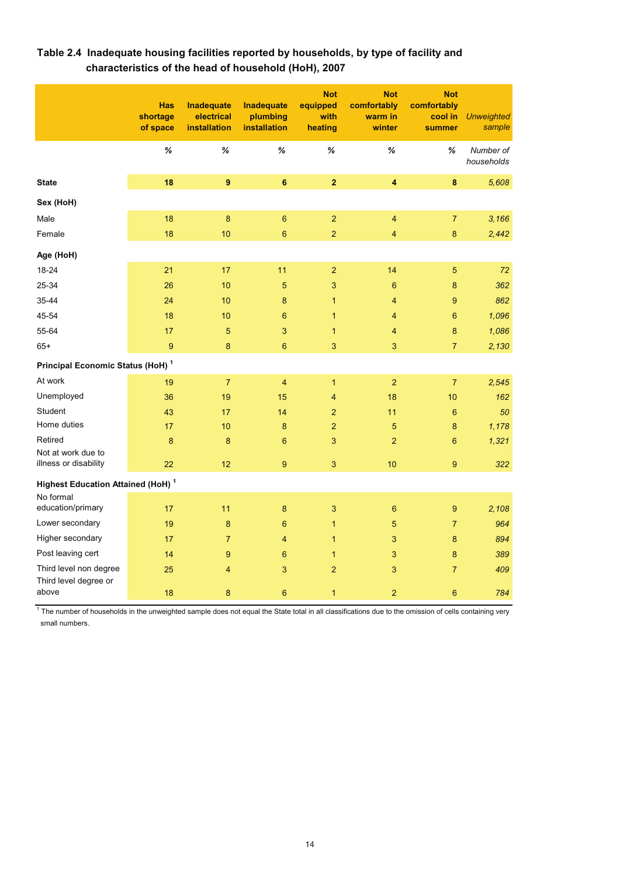### Table 2.4 Inadequate housing facilities reported by households, by type of facility and characteristics of the head of household (HoH), 2007

| | Has shortage of space | Inadequate electrical installation | Inadequate plumbing installation | Not equipped with heating | Not comfortably warm in winter | Not comfortably cool in summer | *Unweighted sample* |
|---|---|---|---|---|---|---|---|
| | % | % | % | % | % | % | *Number of households* |
| **State** | **18** | **9** | **6** | **2** | **4** | **8** | ***5,608*** |
| **Sex (HoH)** | | | | | | | |
| Male | 18 | 8 | 6 | 2 | 4 | 7 | *3,166* |
| Female | 18 | 10 | 6 | 2 | 4 | 8 | *2,442* |
| **Age (HoH)** | | | | | | | |
| 18-24 | 21 | 17 | 11 | 2 | 14 | 5 | *72* |
| 25-34 | 26 | 10 | 5 | 3 | 6 | 8 | *362* |
| 35-44 | 24 | 10 | 8 | 1 | 4 | 9 | *862* |
| 45-54 | 18 | 10 | 6 | 1 | 4 | 6 | *1,096* |
| 55-64 | 17 | 5 | 3 | 1 | 4 | 8 | *1,086* |
| 65+ | 9 | 8 | 6 | 3 | 3 | 7 | *2,130* |
| **Principal Economic Status (HoH)** [1] | | | | | | | |
| At work | 19 | 7 | 4 | 1 | 2 | 7 | *2,545* |
| Unemployed | 36 | 19 | 15 | 4 | 18 | 10 | *162* |
| Student | 43 | 17 | 14 | 2 | 11 | 6 | *50* |
| Home duties | 17 | 10 | 8 | 2 | 5 | 8 | *1,178* |
| Retired | 8 | 8 | 6 | 3 | 2 | 6 | *1,321* |
| Not at work due to illness or disability | 22 | 12 | 9 | 3 | 10 | 9 | *322* |
| **Highest Education Attained (HoH)** [1] | | | | | | | |
| No formal education/primary | 17 | 11 | 8 | 3 | 6 | 9 | *2,108* |
| Lower secondary | 19 | 8 | 6 | 1 | 5 | 7 | *964* |
| Higher secondary | 17 | 7 | 4 | 1 | 3 | 8 | *894* |
| Post leaving cert | 14 | 9 | 6 | 1 | 3 | 8 | *389* |
| Third level non degree | 25 | 4 | 3 | 2 | 3 | 7 | *409* |
| Third level degree or above | 18 | 8 | 6 | 1 | 2 | 6 | *784* |

[1] The number of households in the unweighted sample does not equal the State total in all classifications due to the omission of cells containing very small numbers.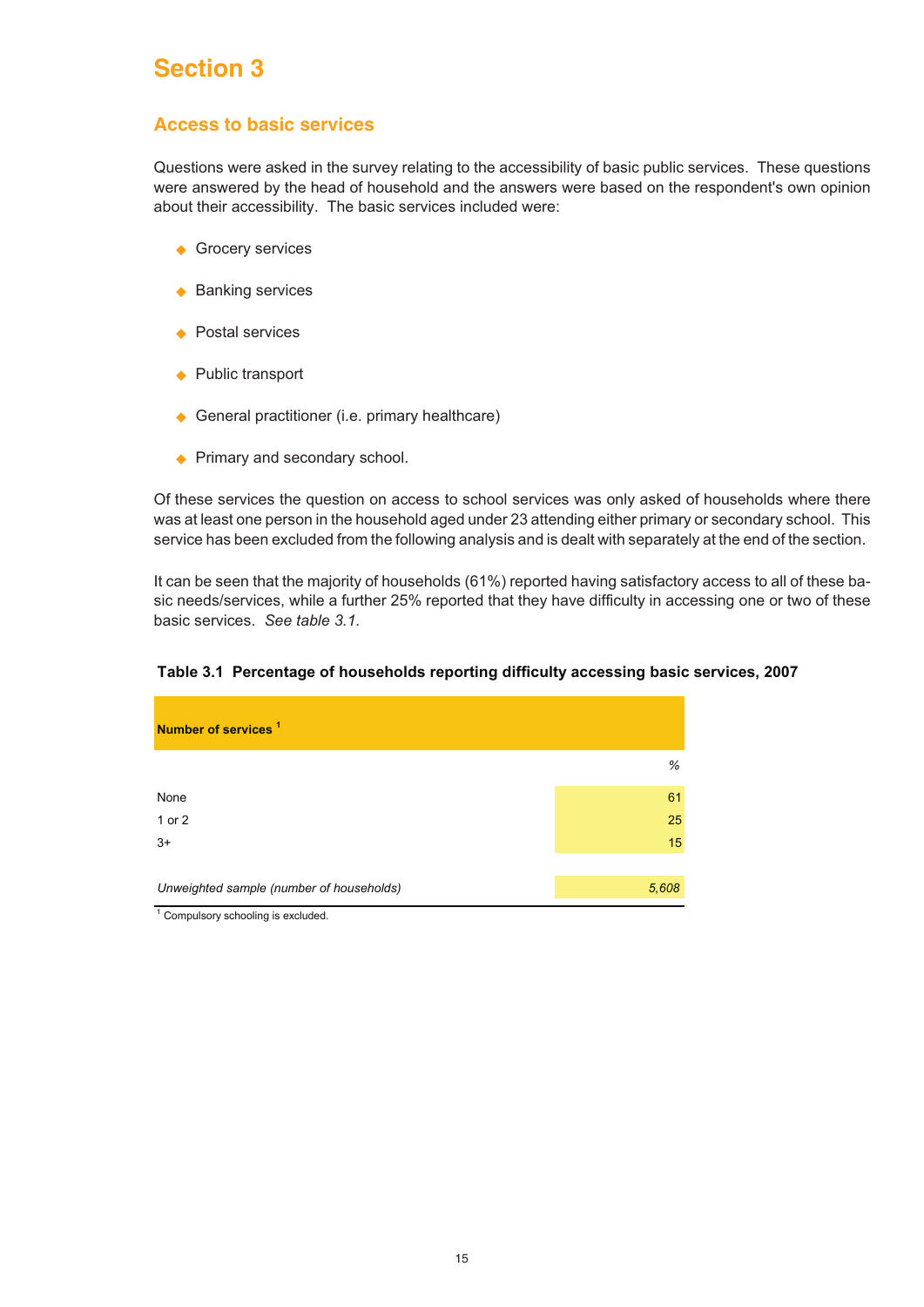# Section 3

## Access to basic services

Questions were asked in the survey relating to the accessibility of basic public services. These questions were answered by the head of household and the answers were based on the respondent's own opinion about their accessibility. The basic services included were:

- Grocery services
- Banking services
- Postal services
- Public transport
- General practitioner (i.e. primary healthcare)
- Primary and secondary school.

Of these services the question on access to school services was only asked of households where there was at least one person in the household aged under 23 attending either primary or secondary school. This service has been excluded from the following analysis and is dealt with separately at the end of the section.

It can be seen that the majority of households (61%) reported having satisfactory access to all of these basic needs/services, while a further 25% reported that they have difficulty in accessing one or two of these basic services. *See table 3.1.*

**Table 3.1 Percentage of households reporting difficulty accessing basic services, 2007**

| Number of services [1] | % |
|---|---|
| None | 61 |
| 1 or 2 | 25 |
| 3+ | 15 |
| *Unweighted sample (number of households)* | *5,608* |

[1] Compulsory schooling is excluded.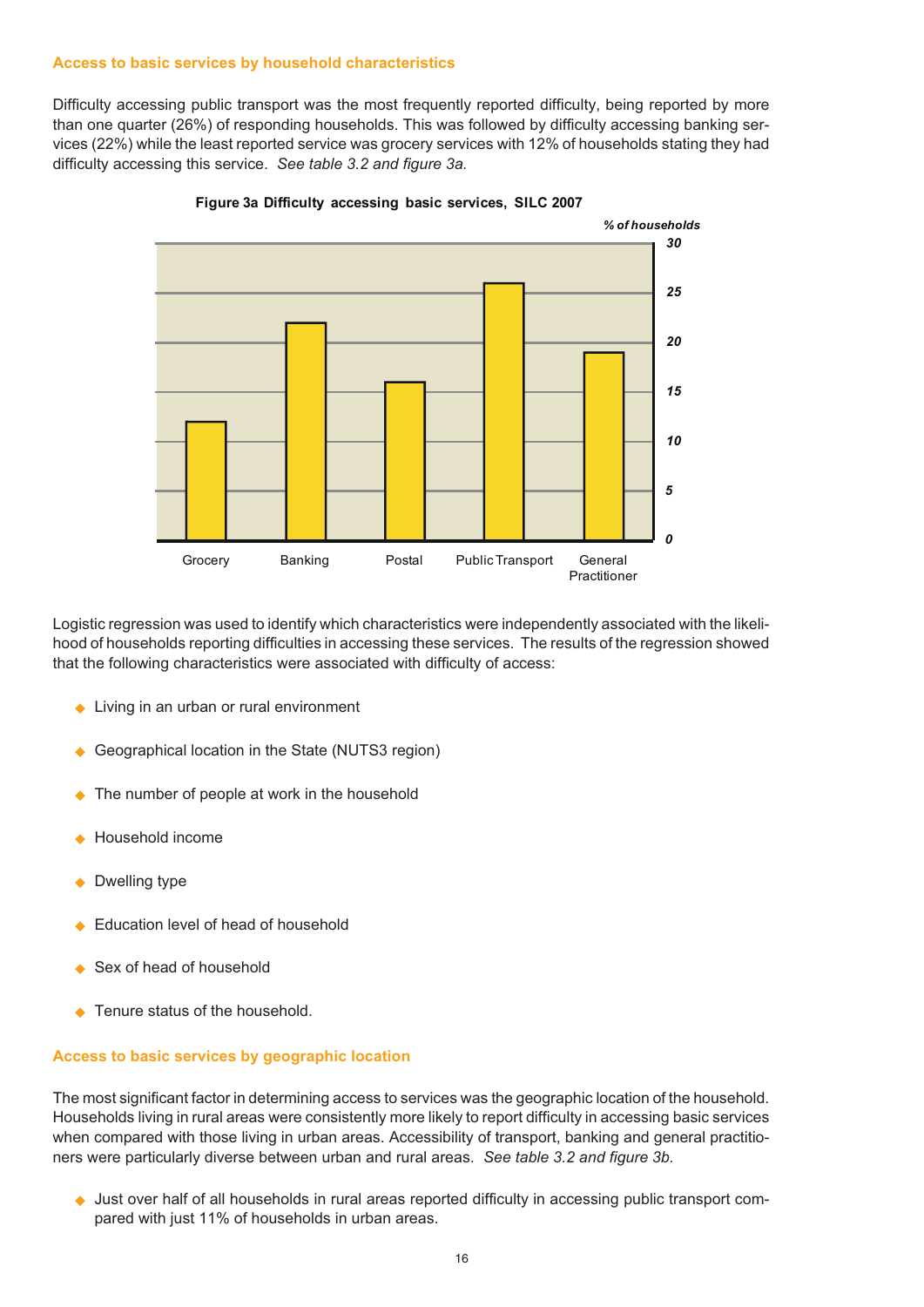### Access to basic services by household characteristics

Difficulty accessing public transport was the most frequently reported difficulty, being reported by more than one quarter (26%) of responding households. This was followed by difficulty accessing banking services (22%) while the least reported service was grocery services with 12% of households stating they had difficulty accessing this service. *See table 3.2 and figure 3a.*

**Figure 3a Difficulty accessing basic services, SILC 2007**

Logistic regression was used to identify which characteristics were independently associated with the likelihood of households reporting difficulties in accessing these services. The results of the regression showed that the following characteristics were associated with difficulty of access:

- Living in an urban or rural environment
- Geographical location in the State (NUTS3 region)
- The number of people at work in the household
- Household income
- Dwelling type
- Education level of head of household
- Sex of head of household
- Tenure status of the household.

### Access to basic services by geographic location

The most significant factor in determining access to services was the geographic location of the household. Households living in rural areas were consistently more likely to report difficulty in accessing basic services when compared with those living in urban areas. Accessibility of transport, banking and general practitioners were particularly diverse between urban and rural areas. *See table 3.2 and figure 3b.*

- Just over half of all households in rural areas reported difficulty in accessing public transport compared with just 11% of households in urban areas.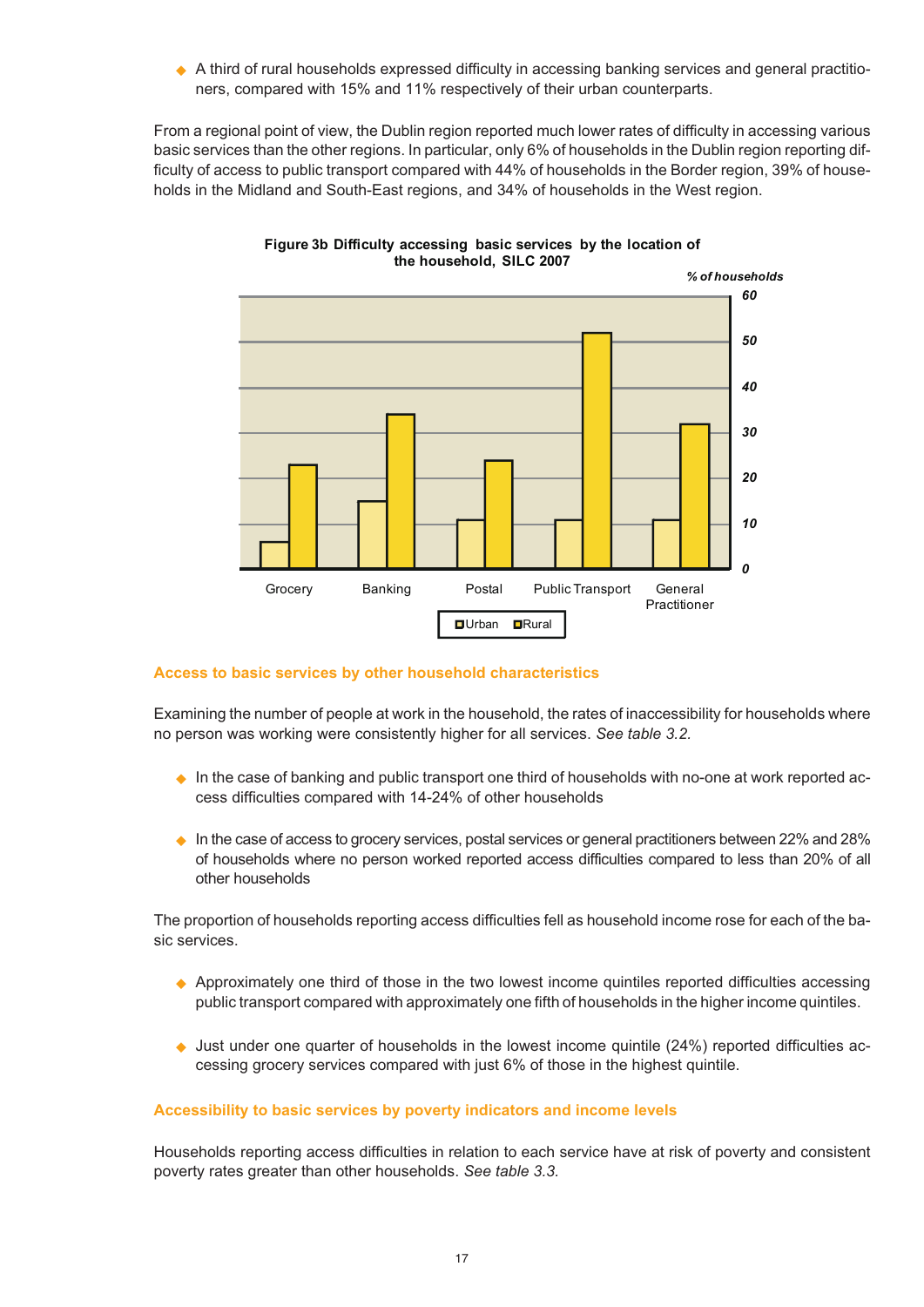- A third of rural households expressed difficulty in accessing banking services and general practitioners, compared with 15% and 11% respectively of their urban counterparts.

From a regional point of view, the Dublin region reported much lower rates of difficulty in accessing various basic services than the other regions. In particular, only 6% of households in the Dublin region reporting difficulty of access to public transport compared with 44% of households in the Border region, 39% of households in the Midland and South-East regions, and 34% of households in the West region.

**Figure 3b Difficulty accessing basic services by the location of the household, SILC 2007**

*% of households*

Grocery, Banking, Postal, Public Transport, General Practitioner

Urban, Rural

### Access to basic services by other household characteristics

Examining the number of people at work in the household, the rates of inaccessibility for households where no person was working were consistently higher for all services. *See table 3.2.*

- In the case of banking and public transport one third of households with no-one at work reported access difficulties compared with 14-24% of other households
- In the case of access to grocery services, postal services or general practitioners between 22% and 28% of households where no person worked reported access difficulties compared to less than 20% of all other households

The proportion of households reporting access difficulties fell as household income rose for each of the basic services.

- Approximately one third of those in the two lowest income quintiles reported difficulties accessing public transport compared with approximately one fifth of households in the higher income quintiles.
- Just under one quarter of households in the lowest income quintile (24%) reported difficulties accessing grocery services compared with just 6% of those in the highest quintile.

### Accessibility to basic services by poverty indicators and income levels

Households reporting access difficulties in relation to each service have at risk of poverty and consistent poverty rates greater than other households. *See table 3.3.*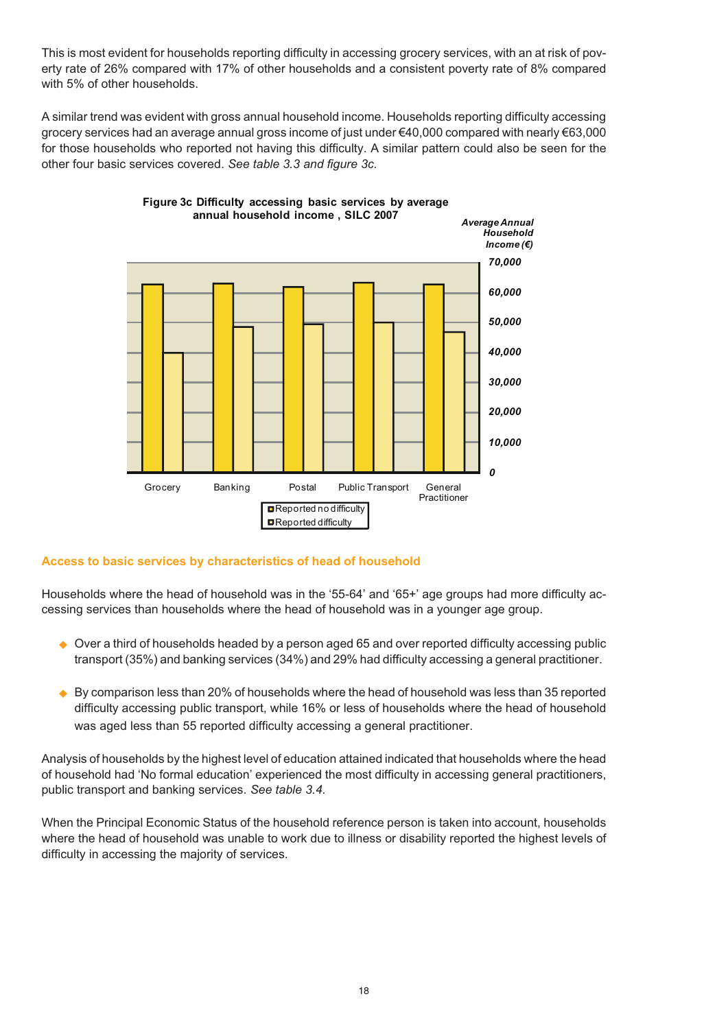This is most evident for households reporting difficulty in accessing grocery services, with an at risk of poverty rate of 26% compared with 17% of other households and a consistent poverty rate of 8% compared with 5% of other households.

A similar trend was evident with gross annual household income. Households reporting difficulty accessing grocery services had an average annual gross income of just under €40,000 compared with nearly €63,000 for those households who reported not having this difficulty. A similar pattern could also be seen for the other four basic services covered. *See table 3.3 and figure 3c.*

**Figure 3c Difficulty accessing basic services by average annual household income , SILC 2007**

*Average Annual Household Income (€)*

Grocery | Banking | Postal | Public Transport | General Practitioner

Reported no difficulty
Reported difficulty

### Access to basic services by characteristics of head of household

Households where the head of household was in the '55-64' and '65+' age groups had more difficulty accessing services than households where the head of household was in a younger age group.

- Over a third of households headed by a person aged 65 and over reported difficulty accessing public transport (35%) and banking services (34%) and 29% had difficulty accessing a general practitioner.

- By comparison less than 20% of households where the head of household was less than 35 reported difficulty accessing public transport, while 16% or less of households where the head of household was aged less than 55 reported difficulty accessing a general practitioner.

Analysis of households by the highest level of education attained indicated that households where the head of household had 'No formal education' experienced the most difficulty in accessing general practitioners, public transport and banking services. *See table 3.4.*

When the Principal Economic Status of the household reference person is taken into account, households where the head of household was unable to work due to illness or disability reported the highest levels of difficulty in accessing the majority of services.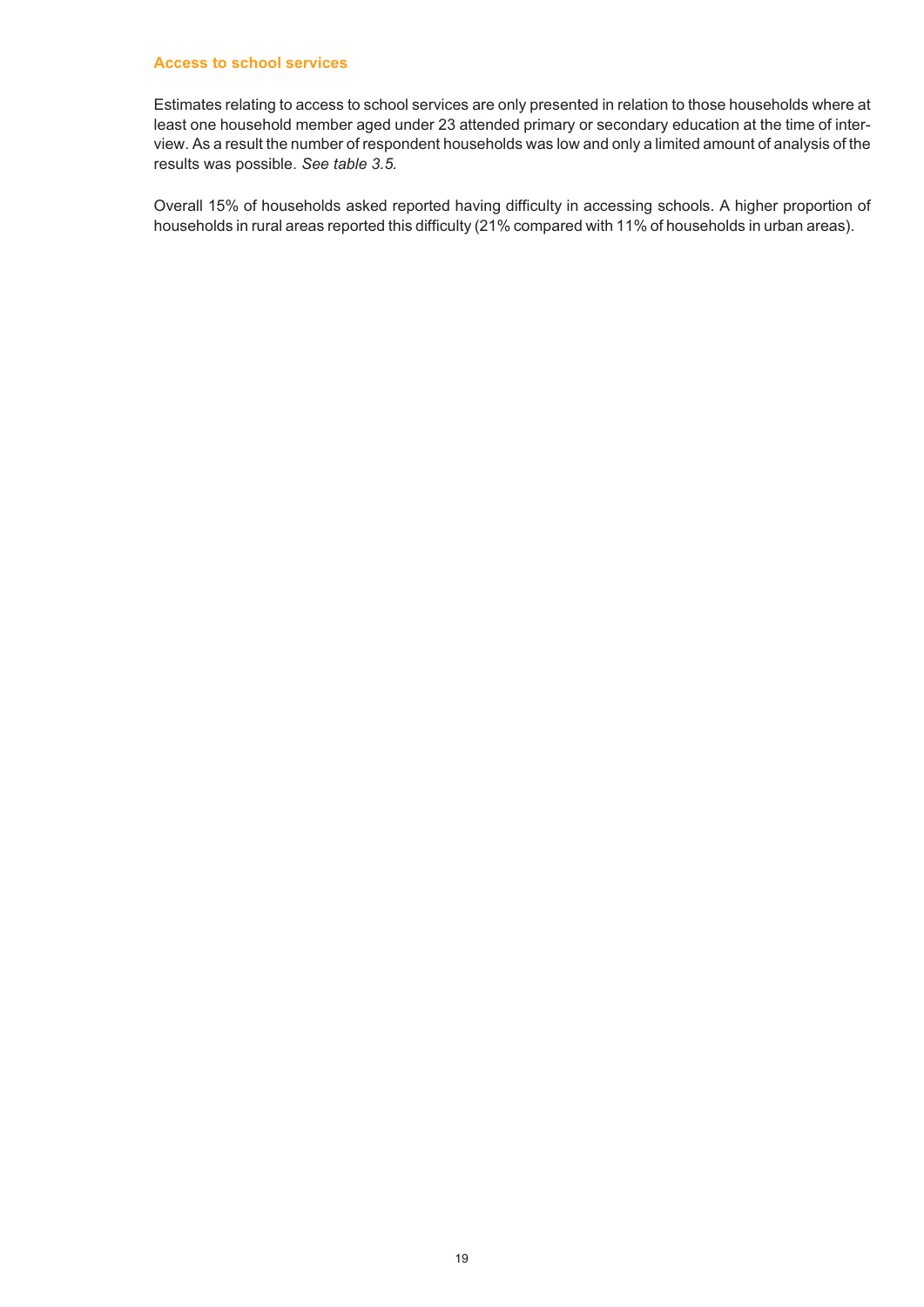### Access to school services

Estimates relating to access to school services are only presented in relation to those households where at least one household member aged under 23 attended primary or secondary education at the time of interview. As a result the number of respondent households was low and only a limited amount of analysis of the results was possible. *See table 3.5.*

Overall 15% of households asked reported having difficulty in accessing schools. A higher proportion of households in rural areas reported this difficulty (21% compared with 11% of households in urban areas).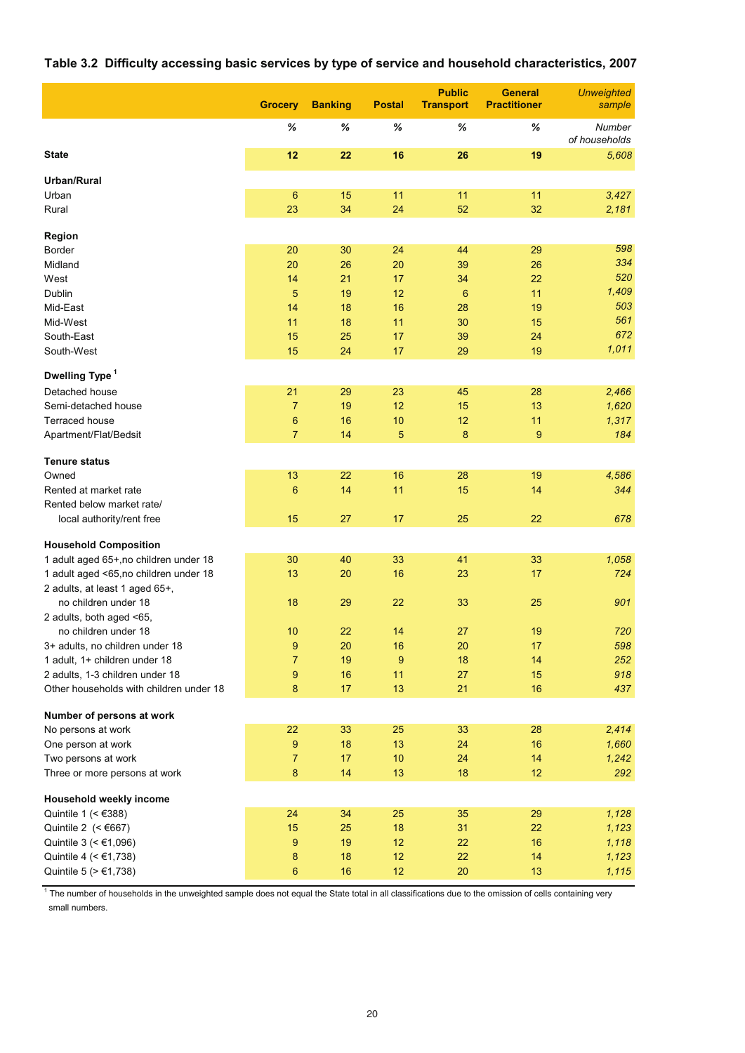### Table 3.2 Difficulty accessing basic services by type of service and household characteristics, 2007

| | Grocery | Banking | Postal | Public Transport | General Practitioner | *Unweighted sample* |
|---|---|---|---|---|---|---|
| | % | % | % | % | % | *Number of households* |
| **State** | **12** | **22** | **16** | **26** | **19** | *5,608* |
| **Urban/Rural** | | | | | | |
| Urban | 6 | 15 | 11 | 11 | 11 | *3,427* |
| Rural | 23 | 34 | 24 | 52 | 32 | *2,181* |
| **Region** | | | | | | |
| Border | 20 | 30 | 24 | 44 | 29 | *598* |
| Midland | 20 | 26 | 20 | 39 | 26 | *334* |
| West | 14 | 21 | 17 | 34 | 22 | *520* |
| Dublin | 5 | 19 | 12 | 6 | 11 | *1,409* |
| Mid-East | 14 | 18 | 16 | 28 | 19 | *503* |
| Mid-West | 11 | 18 | 11 | 30 | 15 | *561* |
| South-East | 15 | 25 | 17 | 39 | 24 | *672* |
| South-West | 15 | 24 | 17 | 29 | 19 | *1,011* |
| **Dwelling Type** [1] | | | | | | |
| Detached house | 21 | 29 | 23 | 45 | 28 | *2,466* |
| Semi-detached house | 7 | 19 | 12 | 15 | 13 | *1,620* |
| Terraced house | 6 | 16 | 10 | 12 | 11 | *1,317* |
| Apartment/Flat/Bedsit | 7 | 14 | 5 | 8 | 9 | *184* |
| **Tenure status** | | | | | | |
| Owned | 13 | 22 | 16 | 28 | 19 | *4,586* |
| Rented at market rate | 6 | 14 | 11 | 15 | 14 | *344* |
| Rented below market rate/ local authority/rent free | 15 | 27 | 17 | 25 | 22 | *678* |
| **Household Composition** | | | | | | |
| 1 adult aged 65+,no children under 18 | 30 | 40 | 33 | 41 | 33 | *1,058* |
| 1 adult aged <65,no children under 18 | 13 | 20 | 16 | 23 | 17 | *724* |
| 2 adults, at least 1 aged 65+, no children under 18 | 18 | 29 | 22 | 33 | 25 | *901* |
| 2 adults, both aged <65, no children under 18 | 10 | 22 | 14 | 27 | 19 | *720* |
| 3+ adults, no children under 18 | 9 | 20 | 16 | 20 | 17 | *598* |
| 1 adult, 1+ children under 18 | 7 | 19 | 9 | 18 | 14 | *252* |
| 2 adults, 1-3 children under 18 | 9 | 16 | 11 | 27 | 15 | *918* |
| Other households with children under 18 | 8 | 17 | 13 | 21 | 16 | *437* |
| **Number of persons at work** | | | | | | |
| No persons at work | 22 | 33 | 25 | 33 | 28 | *2,414* |
| One person at work | 9 | 18 | 13 | 24 | 16 | *1,660* |
| Two persons at work | 7 | 17 | 10 | 24 | 14 | *1,242* |
| Three or more persons at work | 8 | 14 | 13 | 18 | 12 | *292* |
| **Household weekly income** | | | | | | |
| Quintile 1 (< €388) | 24 | 34 | 25 | 35 | 29 | *1,128* |
| Quintile 2 (< €667) | 15 | 25 | 18 | 31 | 22 | *1,123* |
| Quintile 3 (< €1,096) | 9 | 19 | 12 | 22 | 16 | *1,118* |
| Quintile 4 (< €1,738) | 8 | 18 | 12 | 22 | 14 | *1,123* |
| Quintile 5 (> €1,738) | 6 | 16 | 12 | 20 | 13 | *1,115* |

[1] The number of households in the unweighted sample does not equal the State total in all classifications due to the omission of cells containing very small numbers.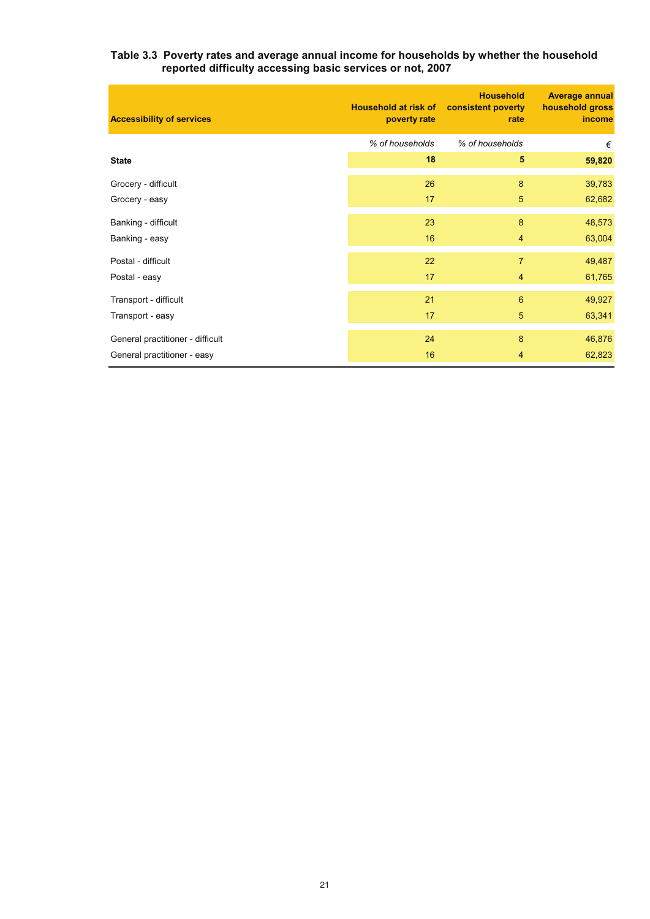**Table 3.3 Poverty rates and average annual income for households by whether the household reported difficulty accessing basic services or not, 2007**

| Accessibility of services | Household at risk of poverty rate | Household consistent poverty rate | Average annual household gross income |
|---|---|---|---|
| | *% of households* | *% of households* | *€* |
| **State** | **18** | **5** | **59,820** |
| Grocery - difficult | 26 | 8 | 39,783 |
| Grocery - easy | 17 | 5 | 62,682 |
| Banking - difficult | 23 | 8 | 48,573 |
| Banking - easy | 16 | 4 | 63,004 |
| Postal - difficult | 22 | 7 | 49,487 |
| Postal - easy | 17 | 4 | 61,765 |
| Transport - difficult | 21 | 6 | 49,927 |
| Transport - easy | 17 | 5 | 63,341 |
| General practitioner - difficult | 24 | 8 | 46,876 |
| General practitioner - easy | 16 | 4 | 62,823 |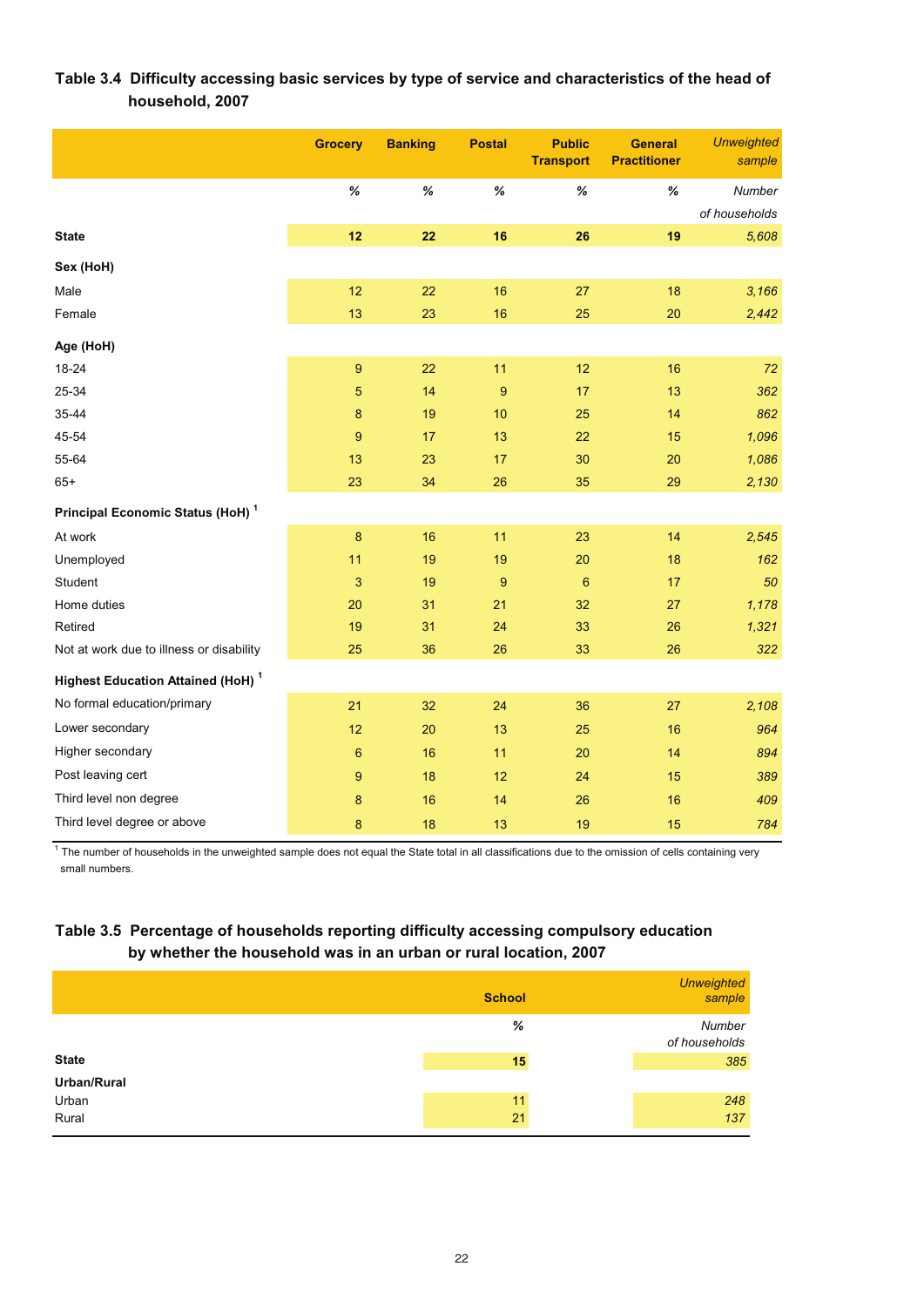**Table 3.4 Difficulty accessing basic services by type of service and characteristics of the head of household, 2007**

| | Grocery | Banking | Postal | Public Transport | General Practitioner | *Unweighted sample* |
|---|---|---|---|---|---|---|
| | % | % | % | % | % | *Number of households* |
| **State** | **12** | **22** | **16** | **26** | **19** | *5,608* |
| **Sex (HoH)** | | | | | | |
| Male | 12 | 22 | 16 | 27 | 18 | *3,166* |
| Female | 13 | 23 | 16 | 25 | 20 | *2,442* |
| **Age (HoH)** | | | | | | |
| 18-24 | 9 | 22 | 11 | 12 | 16 | *72* |
| 25-34 | 5 | 14 | 9 | 17 | 13 | *362* |
| 35-44 | 8 | 19 | 10 | 25 | 14 | *862* |
| 45-54 | 9 | 17 | 13 | 22 | 15 | *1,096* |
| 55-64 | 13 | 23 | 17 | 30 | 20 | *1,086* |
| 65+ | 23 | 34 | 26 | 35 | 29 | *2,130* |
| **Principal Economic Status (HoH)** [1] | | | | | | |
| At work | 8 | 16 | 11 | 23 | 14 | *2,545* |
| Unemployed | 11 | 19 | 19 | 20 | 18 | *162* |
| Student | 3 | 19 | 9 | 6 | 17 | *50* |
| Home duties | 20 | 31 | 21 | 32 | 27 | *1,178* |
| Retired | 19 | 31 | 24 | 33 | 26 | *1,321* |
| Not at work due to illness or disability | 25 | 36 | 26 | 33 | 26 | *322* |
| **Highest Education Attained (HoH)** [1] | | | | | | |
| No formal education/primary | 21 | 32 | 24 | 36 | 27 | *2,108* |
| Lower secondary | 12 | 20 | 13 | 25 | 16 | *964* |
| Higher secondary | 6 | 16 | 11 | 20 | 14 | *894* |
| Post leaving cert | 9 | 18 | 12 | 24 | 15 | *389* |
| Third level non degree | 8 | 16 | 14 | 26 | 16 | *409* |
| Third level degree or above | 8 | 18 | 13 | 19 | 15 | *784* |

[1] The number of households in the unweighted sample does not equal the State total in all classifications due to the omission of cells containing very small numbers.

**Table 3.5 Percentage of households reporting difficulty accessing compulsory education by whether the household was in an urban or rural location, 2007**

| | School | *Unweighted sample* |
|---|---|---|
| | % | *Number of households* |
| **State** | **15** | *385* |
| **Urban/Rural** | | |
| Urban | 11 | *248* |
| Rural | 21 | *137* |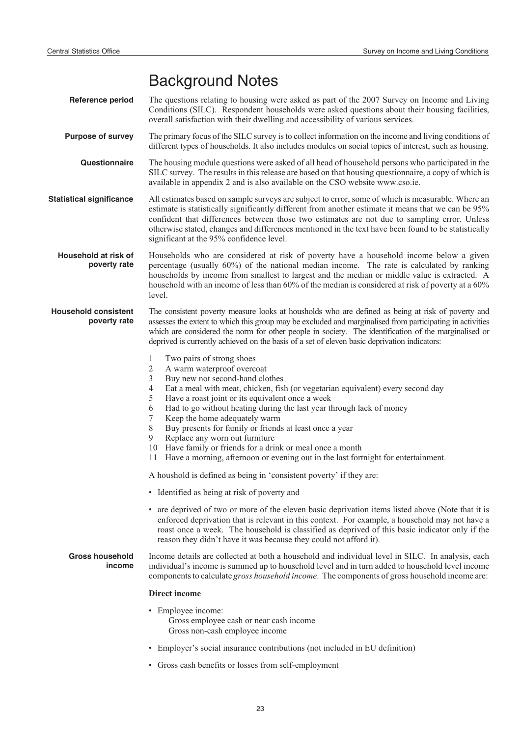# Background Notes

**Reference period**

The questions relating to housing were asked as part of the 2007 Survey on Income and Living Conditions (SILC). Respondent households were asked questions about their housing facilities, overall satisfaction with their dwelling and accessibility of various services.

**Purpose of survey**

The primary focus of the SILC survey is to collect information on the income and living conditions of different types of households. It also includes modules on social topics of interest, such as housing.

**Questionnaire**

The housing module questions were asked of all head of household persons who participated in the SILC survey. The results in this release are based on that housing questionnaire, a copy of which is available in appendix 2 and is also available on the CSO website www.cso.ie.

**Statistical significance**

All estimates based on sample surveys are subject to error, some of which is measurable. Where an estimate is statistically significantly different from another estimate it means that we can be 95% confident that differences between those two estimates are not due to sampling error. Unless otherwise stated, changes and differences mentioned in the text have been found to be statistically significant at the 95% confidence level.

**Household at risk of poverty rate**

Households who are considered at risk of poverty have a household income below a given percentage (usually 60%) of the national median income. The rate is calculated by ranking households by income from smallest to largest and the median or middle value is extracted. A household with an income of less than 60% of the median is considered at risk of poverty at a 60% level.

**Household consistent poverty rate**

The consistent poverty measure looks at housholds who are defined as being at risk of poverty and assesses the extent to which this group may be excluded and marginalised from participating in activities which are considered the norm for other people in society. The identification of the marginalised or deprived is currently achieved on the basis of a set of eleven basic deprivation indicators:

1. Two pairs of strong shoes
2. A warm waterproof overcoat
3. Buy new not second-hand clothes
4. Eat a meal with meat, chicken, fish (or vegetarian equivalent) every second day
5. Have a roast joint or its equivalent once a week
6. Had to go without heating during the last year through lack of money
7. Keep the home adequately warm
8. Buy presents for family or friends at least once a year
9. Replace any worn out furniture
10. Have family or friends for a drink or meal once a month
11. Have a morning, afternoon or evening out in the last fortnight for entertainment.

A houshold is defined as being in 'consistent poverty' if they are:

- Identified as being at risk of poverty and
- are deprived of two or more of the eleven basic deprivation items listed above (Note that it is enforced deprivation that is relevant in this context. For example, a household may not have a roast once a week. The household is classified as deprived of this basic indicator only if the reason they didn't have it was because they could not afford it).

**Gross household income**

Income details are collected at both a household and individual level in SILC. In analysis, each individual's income is summed up to household level and in turn added to household level income components to calculate *gross household income*. The components of gross household income are:

**Direct income**

- Employee income:
  - Gross employee cash or near cash income
  - Gross non-cash employee income
- Employer's social insurance contributions (not included in EU definition)
- Gross cash benefits or losses from self-employment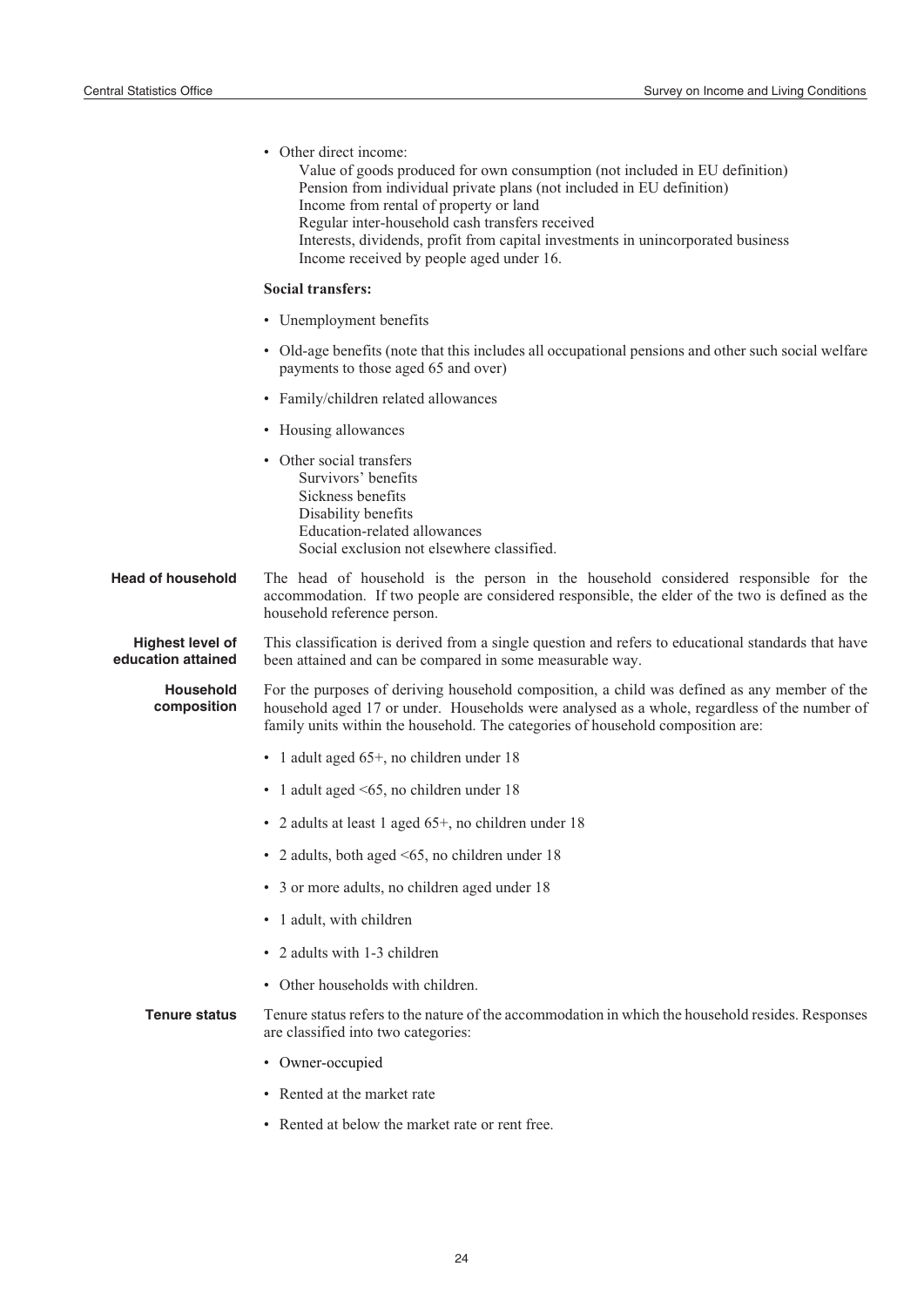- Other direct income:
  - Value of goods produced for own consumption (not included in EU definition)
  - Pension from individual private plans (not included in EU definition)
  - Income from rental of property or land
  - Regular inter-household cash transfers received
  - Interests, dividends, profit from capital investments in unincorporated business
  - Income received by people aged under 16.

**Social transfers:**

- Unemployment benefits
- Old-age benefits (note that this includes all occupational pensions and other such social welfare payments to those aged 65 and over)
- Family/children related allowances
- Housing allowances
- Other social transfers
  - Survivors' benefits
  - Sickness benefits
  - Disability benefits
  - Education-related allowances
  - Social exclusion not elsewhere classified.

**Head of household**

The head of household is the person in the household considered responsible for the accommodation. If two people are considered responsible, the elder of the two is defined as the household reference person.

**Highest level of education attained**

This classification is derived from a single question and refers to educational standards that have been attained and can be compared in some measurable way.

**Household composition**

For the purposes of deriving household composition, a child was defined as any member of the household aged 17 or under. Households were analysed as a whole, regardless of the number of family units within the household. The categories of household composition are:

- 1 adult aged 65+, no children under 18
- 1 adult aged <65, no children under 18
- 2 adults at least 1 aged 65+, no children under 18
- 2 adults, both aged <65, no children under 18
- 3 or more adults, no children aged under 18
- 1 adult, with children
- 2 adults with 1-3 children
- Other households with children.

**Tenure status**

Tenure status refers to the nature of the accommodation in which the household resides. Responses are classified into two categories:

- Owner-occupied
- Rented at the market rate
- Rented at below the market rate or rent free.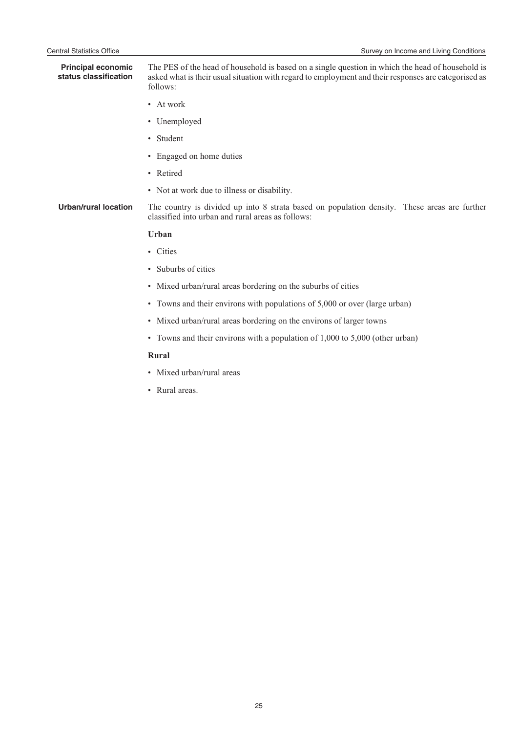**Principal economic status classification**

The PES of the head of household is based on a single question in which the head of household is asked what is their usual situation with regard to employment and their responses are categorised as follows:

- At work
- Unemployed
- Student
- Engaged on home duties
- Retired
- Not at work due to illness or disability.

**Urban/rural location**

The country is divided up into 8 strata based on population density. These areas are further classified into urban and rural areas as follows:

**Urban**

- Cities
- Suburbs of cities
- Mixed urban/rural areas bordering on the suburbs of cities
- Towns and their environs with populations of 5,000 or over (large urban)
- Mixed urban/rural areas bordering on the environs of larger towns
- Towns and their environs with a population of 1,000 to 5,000 (other urban)

**Rural**

- Mixed urban/rural areas
- Rural areas.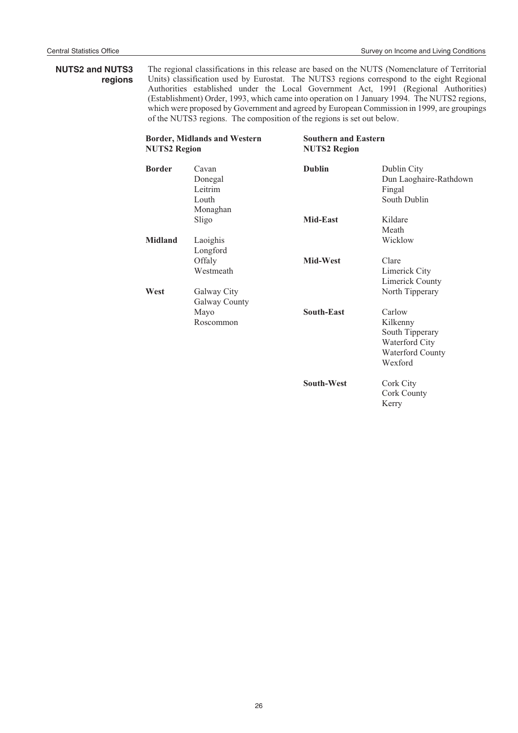## NUTS2 and NUTS3 regions

The regional classifications in this release are based on the NUTS (Nomenclature of Territorial Units) classification used by Eurostat. The NUTS3 regions correspond to the eight Regional Authorities established under the Local Government Act, 1991 (Regional Authorities) (Establishment) Order, 1993, which came into operation on 1 January 1994. The NUTS2 regions, which were proposed by Government and agreed by European Commission in 1999, are groupings of the NUTS3 regions. The composition of the regions is set out below.

**Border, Midlands and Western NUTS2 Region**

| | |
|---|---|
| **Border** | Cavan |
| | Donegal |
| | Leitrim |
| | Louth |
| | Monaghan |
| | Sligo |
| **Midland** | Laoighis |
| | Longford |
| | Offaly |
| | Westmeath |
| **West** | Galway City |
| | Galway County |
| | Mayo |
| | Roscommon |

**Southern and Eastern NUTS2 Region**

| | |
|---|---|
| **Dublin** | Dublin City |
| | Dun Laoghaire-Rathdown |
| | Fingal |
| | South Dublin |
| **Mid-East** | Kildare |
| | Meath |
| | Wicklow |
| **Mid-West** | Clare |
| | Limerick City |
| | Limerick County |
| | North Tipperary |
| **South-East** | Carlow |
| | Kilkenny |
| | South Tipperary |
| | Waterford City |
| | Waterford County |
| | Wexford |
| **South-West** | Cork City |
| | Cork County |
| | Kerry |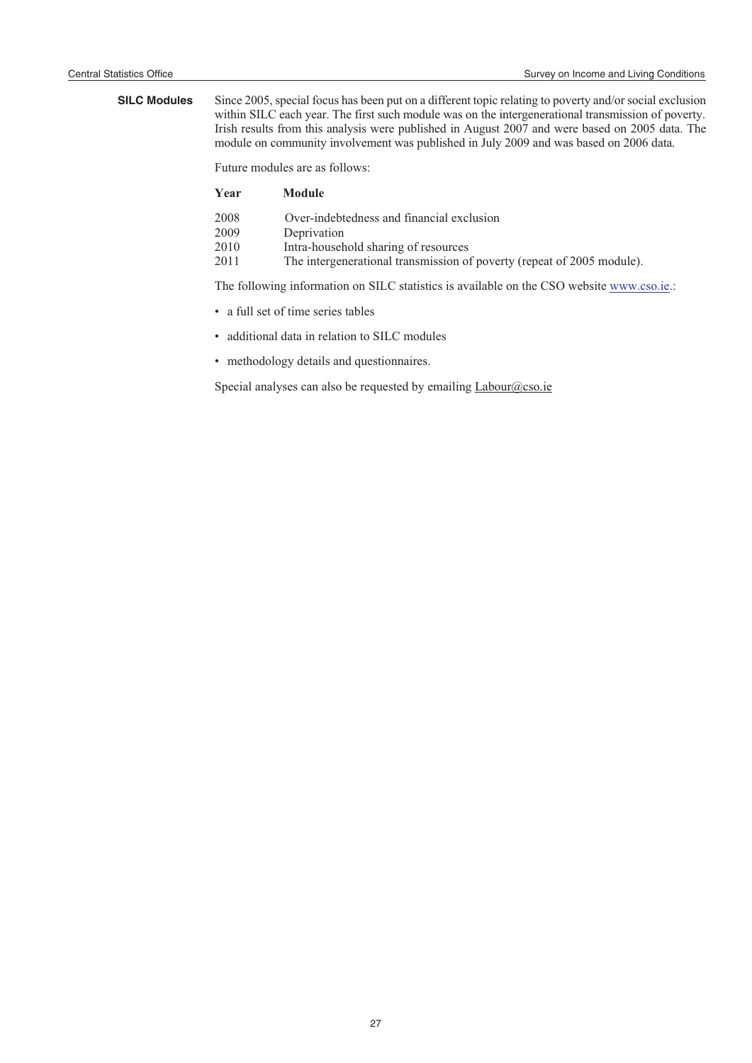## SILC Modules

Since 2005, special focus has been put on a different topic relating to poverty and/or social exclusion within SILC each year. The first such module was on the intergenerational transmission of poverty. Irish results from this analysis were published in August 2007 and were based on 2005 data. The module on community involvement was published in July 2009 and was based on 2006 data.

Future modules are as follows:

| Year | Module |
|---|---|
| 2008 | Over-indebtedness and financial exclusion |
| 2009 | Deprivation |
| 2010 | Intra-household sharing of resources |
| 2011 | The intergenerational transmission of poverty (repeat of 2005 module). |

The following information on SILC statistics is available on the CSO website www.cso.ie.:

- a full set of time series tables
- additional data in relation to SILC modules
- methodology details and questionnaires.

Special analyses can also be requested by emailing Labour@cso.ie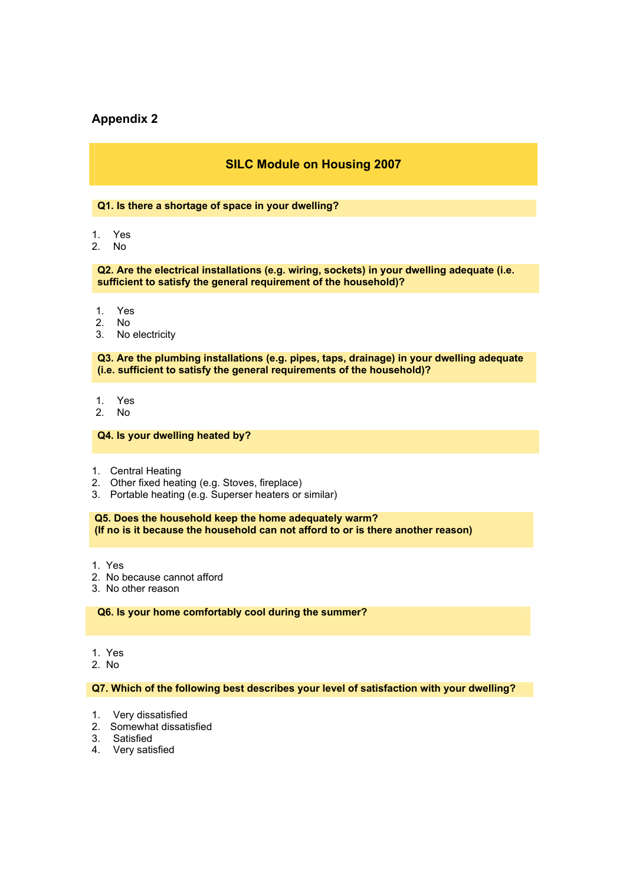## Appendix 2

### SILC Module on Housing 2007

**Q1. Is there a shortage of space in your dwelling?**

1. Yes
2. No

**Q2. Are the electrical installations (e.g. wiring, sockets) in your dwelling adequate (i.e. sufficient to satisfy the general requirement of the household)?**

1. Yes
2. No
3. No electricity

**Q3. Are the plumbing installations (e.g. pipes, taps, drainage) in your dwelling adequate (i.e. sufficient to satisfy the general requirements of the household)?**

1. Yes
2. No

**Q4. Is your dwelling heated by?**

1. Central Heating
2. Other fixed heating (e.g. Stoves, fireplace)
3. Portable heating (e.g. Superser heaters or similar)

**Q5. Does the household keep the home adequately warm?**
**(If no is it because the household can not afford to or is there another reason)**

1. Yes
2. No because cannot afford
3. No other reason

**Q6. Is your home comfortably cool during the summer?**

1. Yes
2. No

**Q7. Which of the following best describes your level of satisfaction with your dwelling?**

1. Very dissatisfied
2. Somewhat dissatisfied
3. Satisfied
4. Very satisfied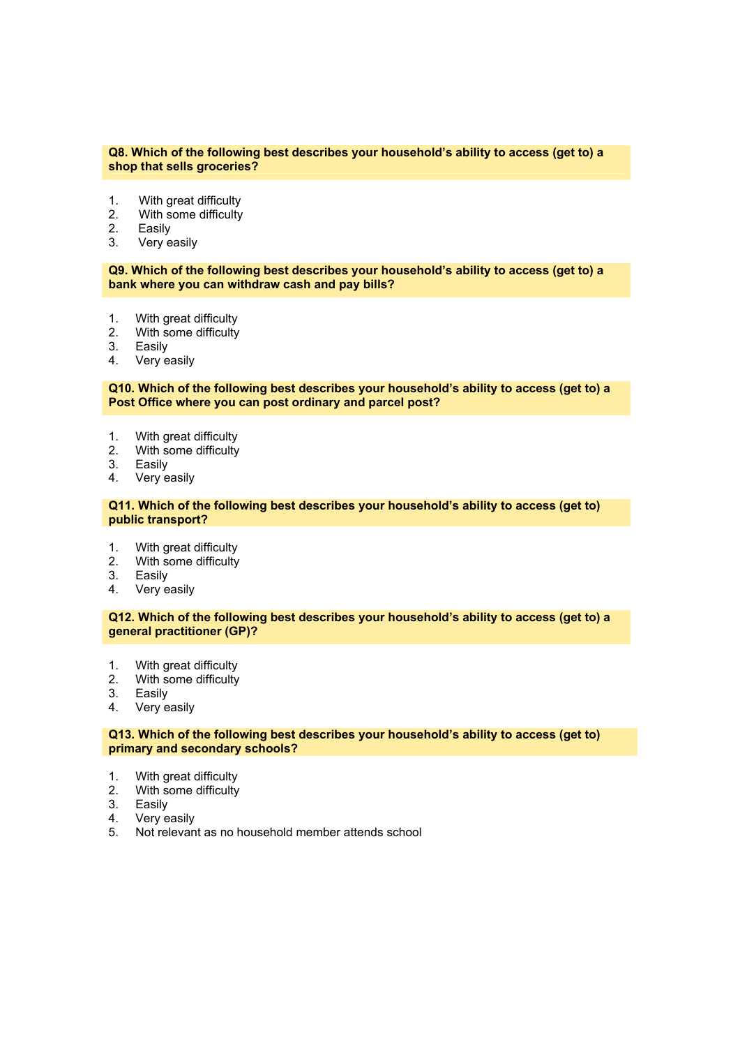**Q8. Which of the following best describes your household's ability to access (get to) a shop that sells groceries?**

1. With great difficulty
2. With some difficulty
2. Easily
3. Very easily

**Q9. Which of the following best describes your household's ability to access (get to) a bank where you can withdraw cash and pay bills?**

1. With great difficulty
2. With some difficulty
3. Easily
4. Very easily

**Q10. Which of the following best describes your household's ability to access (get to) a Post Office where you can post ordinary and parcel post?**

1. With great difficulty
2. With some difficulty
3. Easily
4. Very easily

**Q11. Which of the following best describes your household's ability to access (get to) public transport?**

1. With great difficulty
2. With some difficulty
3. Easily
4. Very easily

**Q12. Which of the following best describes your household's ability to access (get to) a general practitioner (GP)?**

1. With great difficulty
2. With some difficulty
3. Easily
4. Very easily

**Q13. Which of the following best describes your household's ability to access (get to) primary and secondary schools?**

1. With great difficulty
2. With some difficulty
3. Easily
4. Very easily
5. Not relevant as no household member attends school